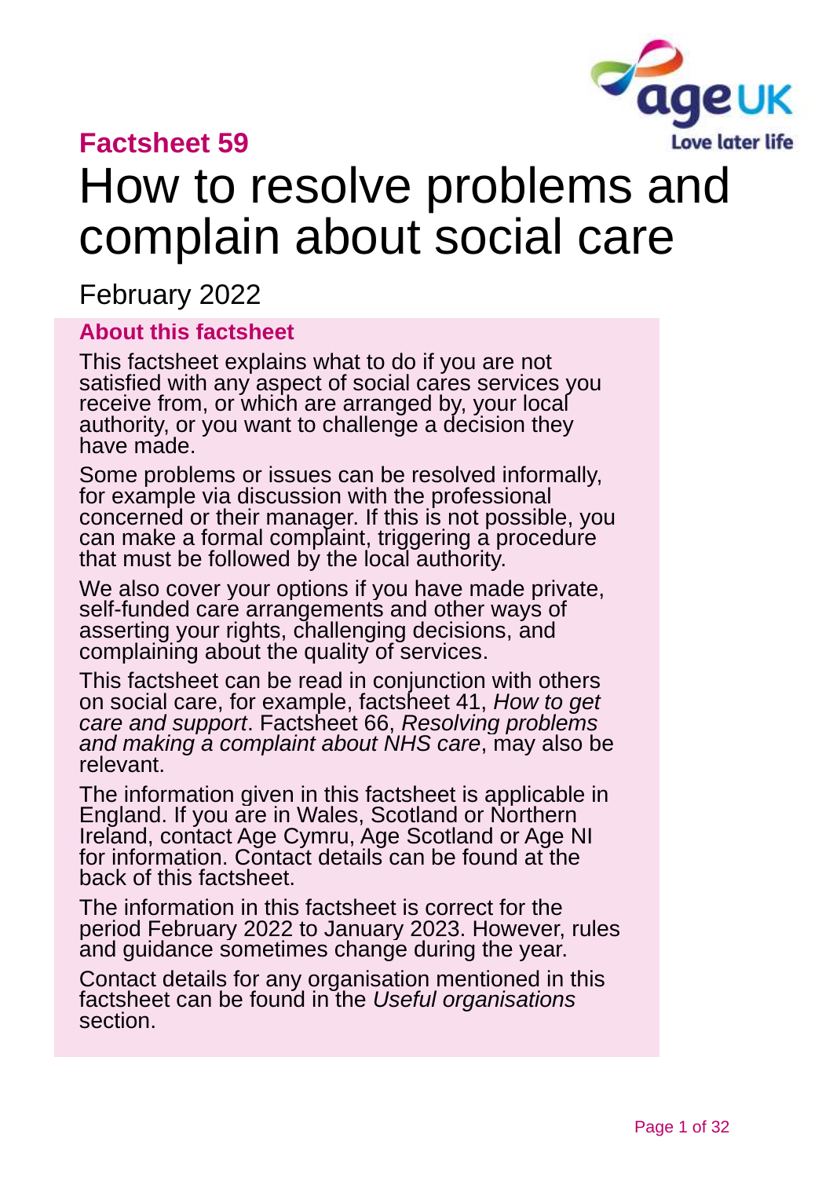**Factsheet 59**

# How to resolve problems and complain about social care

February 2022

## About this factsheet

This factsheet explains what to do if you are not satisfied with any aspect of social cares services you receive from, or which are arranged by, your local authority, or you want to challenge a decision they have made.

Some problems or issues can be resolved informally, for example via discussion with the professional concerned or their manager. If this is not possible, you can make a formal complaint, triggering a procedure that must be followed by the local authority.

We also cover your options if you have made private, self-funded care arrangements and other ways of asserting your rights, challenging decisions, and complaining about the quality of services.

This factsheet can be read in conjunction with others on social care, for example, factsheet 41, *How to get care and support*. Factsheet 66, *Resolving problems and making a complaint about NHS care*, may also be relevant.

The information given in this factsheet is applicable in England. If you are in Wales, Scotland or Northern Ireland, contact Age Cymru, Age Scotland or Age NI for information. Contact details can be found at the back of this factsheet.

The information in this factsheet is correct for the period February 2022 to January 2023. However, rules and guidance sometimes change during the year.

Contact details for any organisation mentioned in this factsheet can be found in the *Useful organisations* section.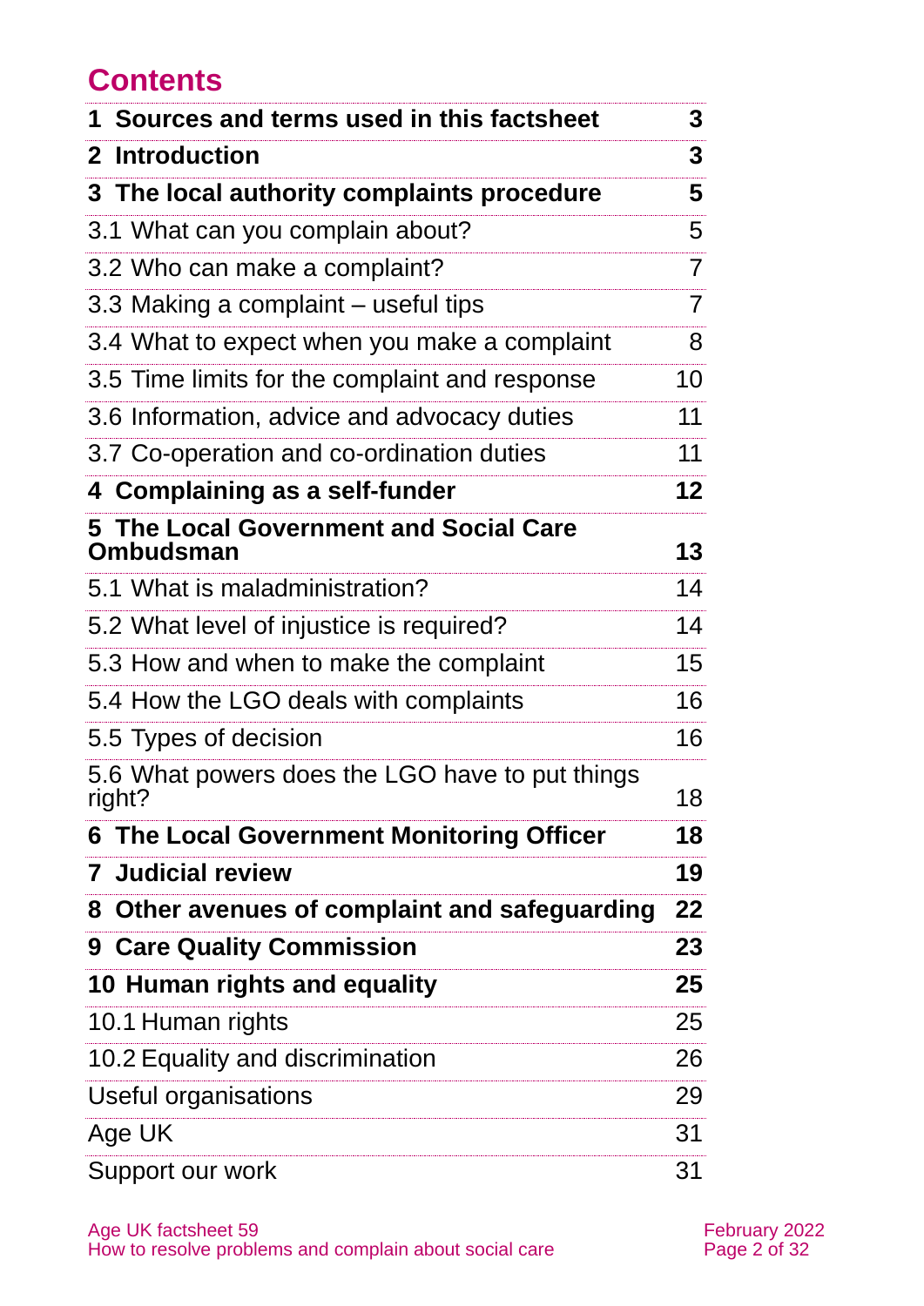# Contents

| | |
|---|---|
| **1 Sources and terms used in this factsheet** | **3** |
| **2 Introduction** | **3** |
| **3 The local authority complaints procedure** | **5** |
| 3.1 What can you complain about? | 5 |
| 3.2 Who can make a complaint? | 7 |
| 3.3 Making a complaint – useful tips | 7 |
| 3.4 What to expect when you make a complaint | 8 |
| 3.5 Time limits for the complaint and response | 10 |
| 3.6 Information, advice and advocacy duties | 11 |
| 3.7 Co-operation and co-ordination duties | 11 |
| **4 Complaining as a self-funder** | **12** |
| **5 The Local Government and Social Care Ombudsman** | **13** |
| 5.1 What is maladministration? | 14 |
| 5.2 What level of injustice is required? | 14 |
| 5.3 How and when to make the complaint | 15 |
| 5.4 How the LGO deals with complaints | 16 |
| 5.5 Types of decision | 16 |
| 5.6 What powers does the LGO have to put things right? | 18 |
| **6 The Local Government Monitoring Officer** | **18** |
| **7 Judicial review** | **19** |
| **8 Other avenues of complaint and safeguarding** | **22** |
| **9 Care Quality Commission** | **23** |
| **10 Human rights and equality** | **25** |
| 10.1 Human rights | 25 |
| 10.2 Equality and discrimination | 26 |
| Useful organisations | 29 |
| Age UK | 31 |
| Support our work | 31 |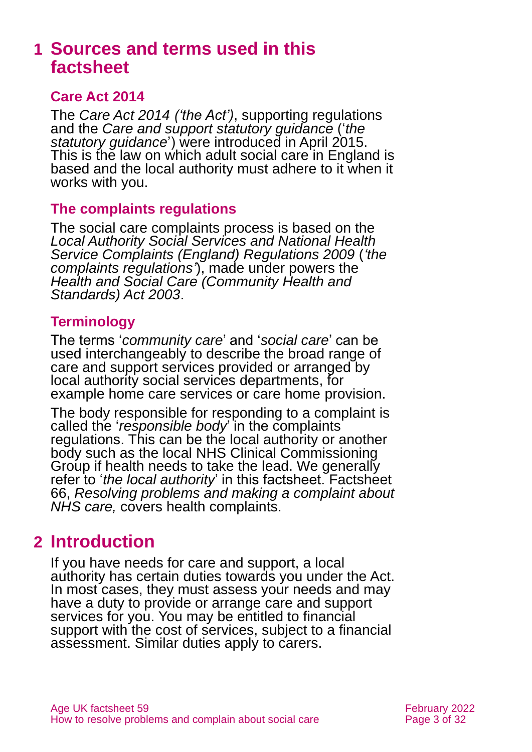# 1 Sources and terms used in this factsheet

## Care Act 2014

The *Care Act 2014 ('the Act')*, supporting regulations and the *Care and support statutory guidance* ('*the statutory guidance*') were introduced in April 2015. This is the law on which adult social care in England is based and the local authority must adhere to it when it works with you.

## The complaints regulations

The social care complaints process is based on the *Local Authority Social Services and National Health Service Complaints (England) Regulations 2009* (*'the complaints regulations'*), made under powers the *Health and Social Care (Community Health and Standards) Act 2003*.

## Terminology

The terms '*community care*' and '*social care*' can be used interchangeably to describe the broad range of care and support services provided or arranged by local authority social services departments, for example home care services or care home provision.

The body responsible for responding to a complaint is called the '*responsible body*' in the complaints regulations. This can be the local authority or another body such as the local NHS Clinical Commissioning Group if health needs to take the lead. We generally refer to '*the local authority*' in this factsheet. Factsheet 66, *Resolving problems and making a complaint about NHS care,* covers health complaints.

# 2 Introduction

If you have needs for care and support, a local authority has certain duties towards you under the Act. In most cases, they must assess your needs and may have a duty to provide or arrange care and support services for you. You may be entitled to financial support with the cost of services, subject to a financial assessment. Similar duties apply to carers.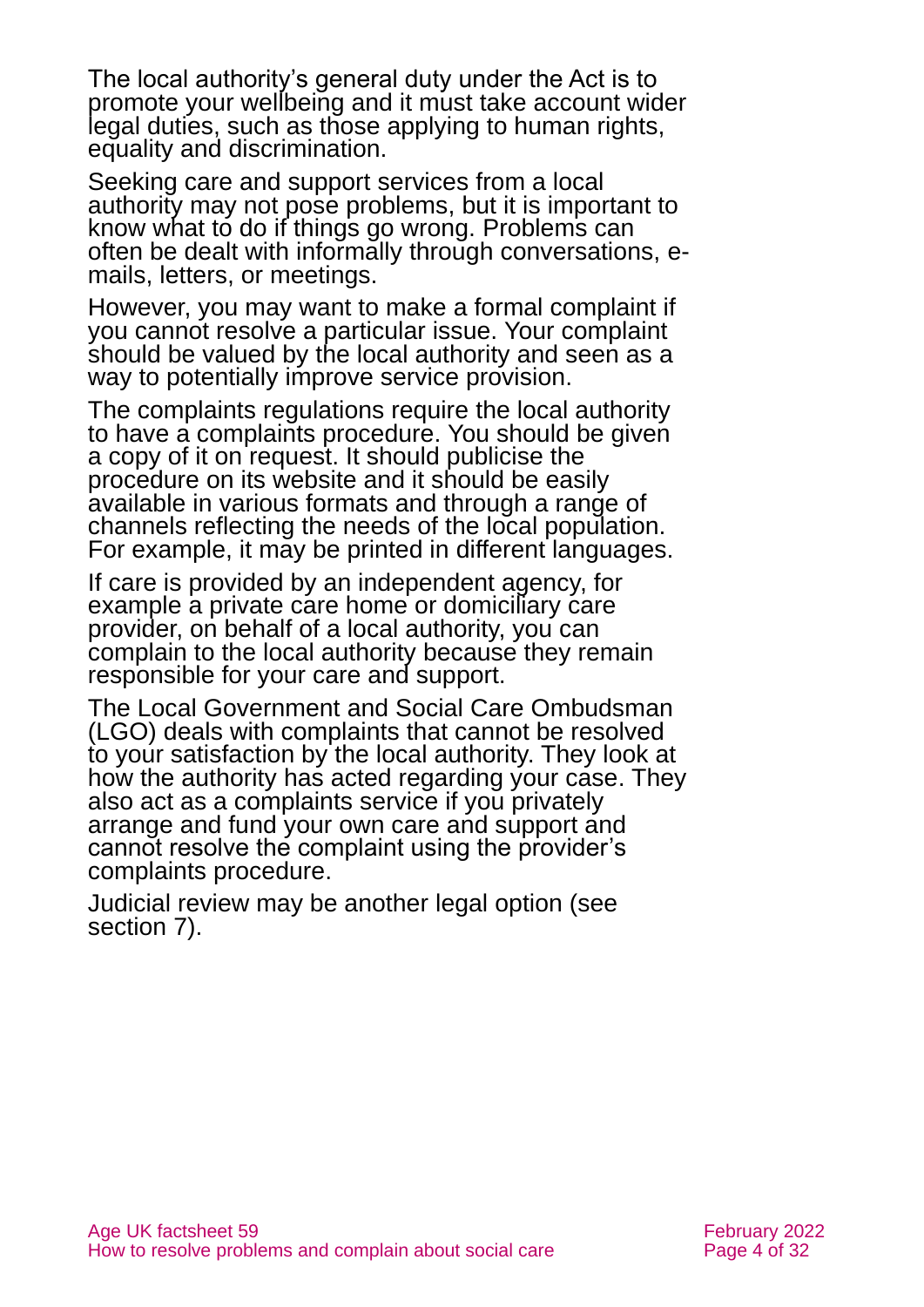The local authority's general duty under the Act is to promote your wellbeing and it must take account wider legal duties, such as those applying to human rights, equality and discrimination.

Seeking care and support services from a local authority may not pose problems, but it is important to know what to do if things go wrong. Problems can often be dealt with informally through conversations, e-mails, letters, or meetings.

However, you may want to make a formal complaint if you cannot resolve a particular issue. Your complaint should be valued by the local authority and seen as a way to potentially improve service provision.

The complaints regulations require the local authority to have a complaints procedure. You should be given a copy of it on request. It should publicise the procedure on its website and it should be easily available in various formats and through a range of channels reflecting the needs of the local population. For example, it may be printed in different languages.

If care is provided by an independent agency, for example a private care home or domiciliary care provider, on behalf of a local authority, you can complain to the local authority because they remain responsible for your care and support.

The Local Government and Social Care Ombudsman (LGO) deals with complaints that cannot be resolved to your satisfaction by the local authority. They look at how the authority has acted regarding your case. They also act as a complaints service if you privately arrange and fund your own care and support and cannot resolve the complaint using the provider's complaints procedure.

Judicial review may be another legal option (see section 7).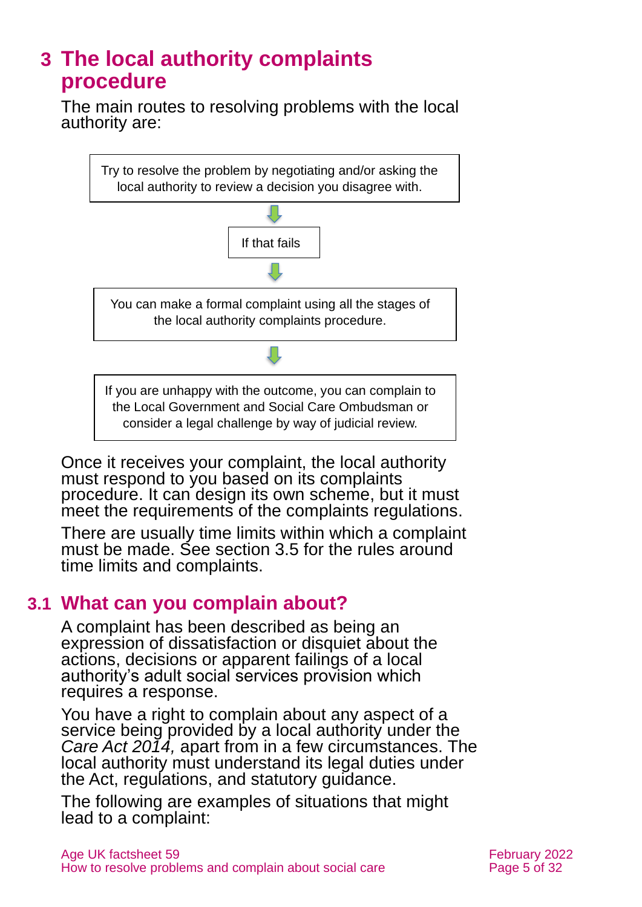# 3 The local authority complaints procedure

The main routes to resolving problems with the local authority are:

Try to resolve the problem by negotiating and/or asking the local authority to review a decision you disagree with.

↓

If that fails

↓

You can make a formal complaint using all the stages of the local authority complaints procedure.

↓

If you are unhappy with the outcome, you can complain to the Local Government and Social Care Ombudsman or consider a legal challenge by way of judicial review.

Once it receives your complaint, the local authority must respond to you based on its complaints procedure. It can design its own scheme, but it must meet the requirements of the complaints regulations.

There are usually time limits within which a complaint must be made. See section 3.5 for the rules around time limits and complaints.

## 3.1 What can you complain about?

A complaint has been described as being an expression of dissatisfaction or disquiet about the actions, decisions or apparent failings of a local authority's adult social services provision which requires a response.

You have a right to complain about any aspect of a service being provided by a local authority under the *Care Act 2014,* apart from in a few circumstances. The local authority must understand its legal duties under the Act, regulations, and statutory guidance.

The following are examples of situations that might lead to a complaint: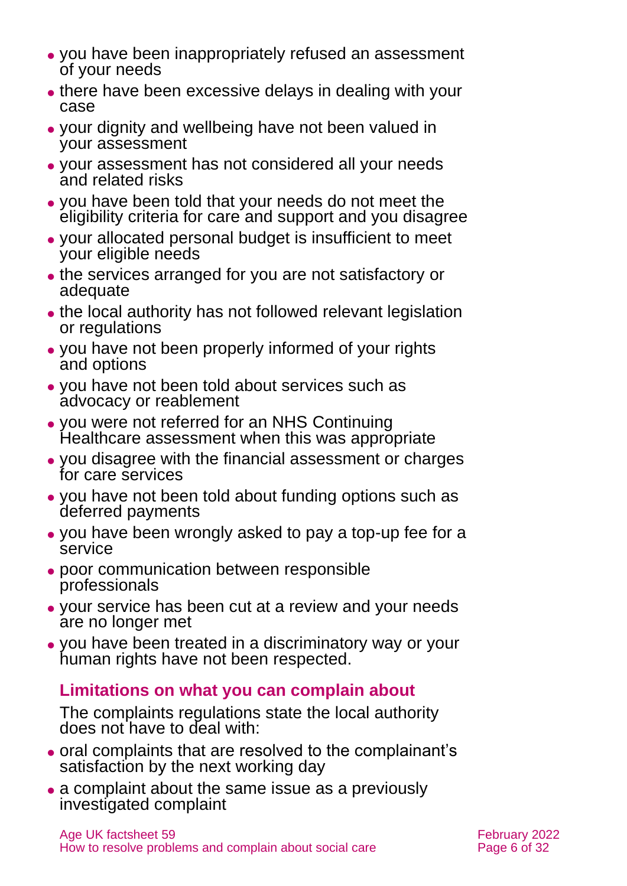- you have been inappropriately refused an assessment of your needs
- there have been excessive delays in dealing with your case
- your dignity and wellbeing have not been valued in your assessment
- your assessment has not considered all your needs and related risks
- you have been told that your needs do not meet the eligibility criteria for care and support and you disagree
- your allocated personal budget is insufficient to meet your eligible needs
- the services arranged for you are not satisfactory or adequate
- the local authority has not followed relevant legislation or regulations
- you have not been properly informed of your rights and options
- you have not been told about services such as advocacy or reablement
- you were not referred for an NHS Continuing Healthcare assessment when this was appropriate
- you disagree with the financial assessment or charges for care services
- you have not been told about funding options such as deferred payments
- you have been wrongly asked to pay a top-up fee for a service
- poor communication between responsible professionals
- your service has been cut at a review and your needs are no longer met
- you have been treated in a discriminatory way or your human rights have not been respected.

### Limitations on what you can complain about

The complaints regulations state the local authority does not have to deal with:

- oral complaints that are resolved to the complainant's satisfaction by the next working day
- a complaint about the same issue as a previously investigated complaint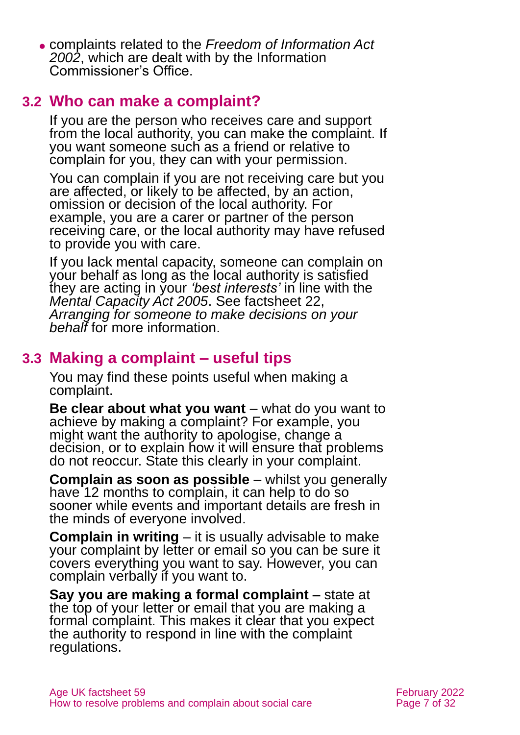- complaints related to the *Freedom of Information Act 2002*, which are dealt with by the Information Commissioner's Office.

## 3.2 Who can make a complaint?

If you are the person who receives care and support from the local authority, you can make the complaint. If you want someone such as a friend or relative to complain for you, they can with your permission.

You can complain if you are not receiving care but you are affected, or likely to be affected, by an action, omission or decision of the local authority. For example, you are a carer or partner of the person receiving care, or the local authority may have refused to provide you with care.

If you lack mental capacity, someone can complain on your behalf as long as the local authority is satisfied they are acting in your *'best interests'* in line with the *Mental Capacity Act 2005*. See factsheet 22, *Arranging for someone to make decisions on your behalf* for more information.

## 3.3 Making a complaint – useful tips

You may find these points useful when making a complaint.

**Be clear about what you want** – what do you want to achieve by making a complaint? For example, you might want the authority to apologise, change a decision, or to explain how it will ensure that problems do not reoccur. State this clearly in your complaint.

**Complain as soon as possible** – whilst you generally have 12 months to complain, it can help to do so sooner while events and important details are fresh in the minds of everyone involved.

**Complain in writing** – it is usually advisable to make your complaint by letter or email so you can be sure it covers everything you want to say. However, you can complain verbally if you want to.

**Say you are making a formal complaint –** state at the top of your letter or email that you are making a formal complaint. This makes it clear that you expect the authority to respond in line with the complaint regulations.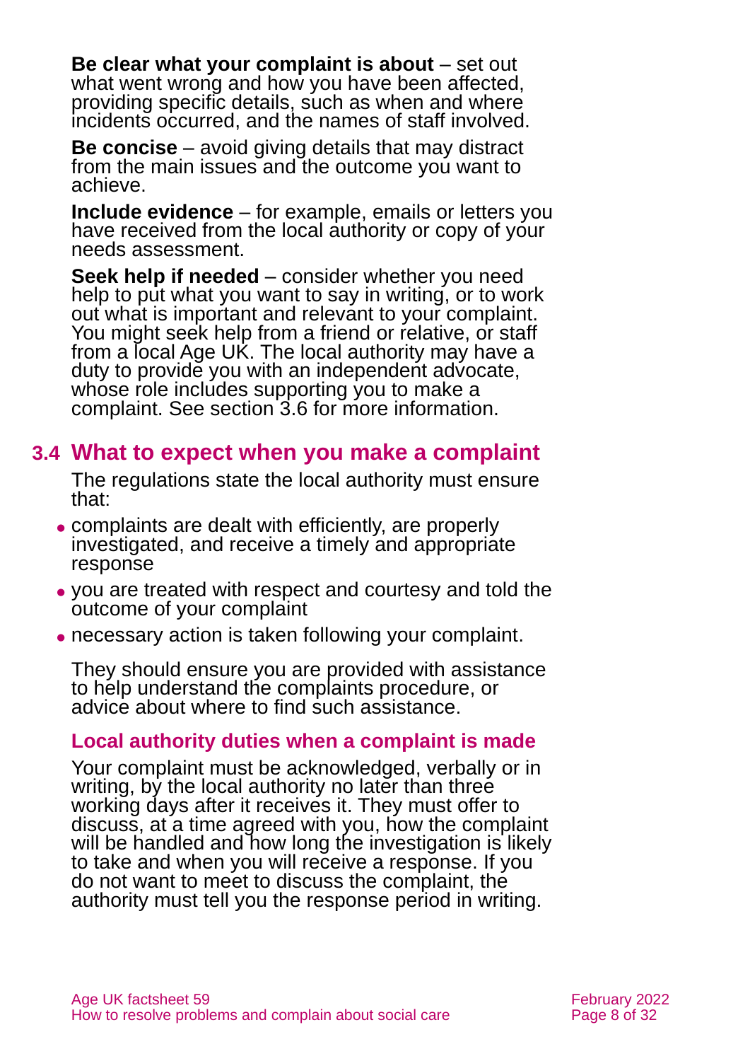**Be clear what your complaint is about** – set out what went wrong and how you have been affected, providing specific details, such as when and where incidents occurred, and the names of staff involved.

**Be concise** – avoid giving details that may distract from the main issues and the outcome you want to achieve.

**Include evidence** – for example, emails or letters you have received from the local authority or copy of your needs assessment.

**Seek help if needed** – consider whether you need help to put what you want to say in writing, or to work out what is important and relevant to your complaint. You might seek help from a friend or relative, or staff from a local Age UK. The local authority may have a duty to provide you with an independent advocate, whose role includes supporting you to make a complaint. See section 3.6 for more information.

## 3.4 What to expect when you make a complaint

The regulations state the local authority must ensure that:

- complaints are dealt with efficiently, are properly investigated, and receive a timely and appropriate response
- you are treated with respect and courtesy and told the outcome of your complaint
- necessary action is taken following your complaint.

They should ensure you are provided with assistance to help understand the complaints procedure, or advice about where to find such assistance.

### Local authority duties when a complaint is made

Your complaint must be acknowledged, verbally or in writing, by the local authority no later than three working days after it receives it. They must offer to discuss, at a time agreed with you, how the complaint will be handled and how long the investigation is likely to take and when you will receive a response. If you do not want to meet to discuss the complaint, the authority must tell you the response period in writing.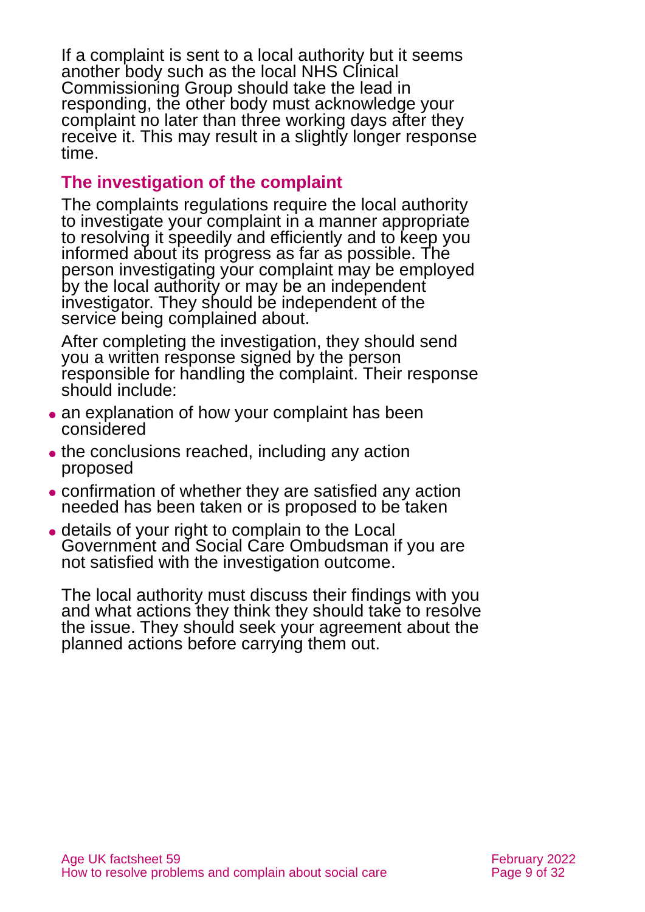If a complaint is sent to a local authority but it seems another body such as the local NHS Clinical Commissioning Group should take the lead in responding, the other body must acknowledge your complaint no later than three working days after they receive it. This may result in a slightly longer response time.

### The investigation of the complaint

The complaints regulations require the local authority to investigate your complaint in a manner appropriate to resolving it speedily and efficiently and to keep you informed about its progress as far as possible. The person investigating your complaint may be employed by the local authority or may be an independent investigator. They should be independent of the service being complained about.

After completing the investigation, they should send you a written response signed by the person responsible for handling the complaint. Their response should include:

- an explanation of how your complaint has been considered
- the conclusions reached, including any action proposed
- confirmation of whether they are satisfied any action needed has been taken or is proposed to be taken
- details of your right to complain to the Local Government and Social Care Ombudsman if you are not satisfied with the investigation outcome.

The local authority must discuss their findings with you and what actions they think they should take to resolve the issue. They should seek your agreement about the planned actions before carrying them out.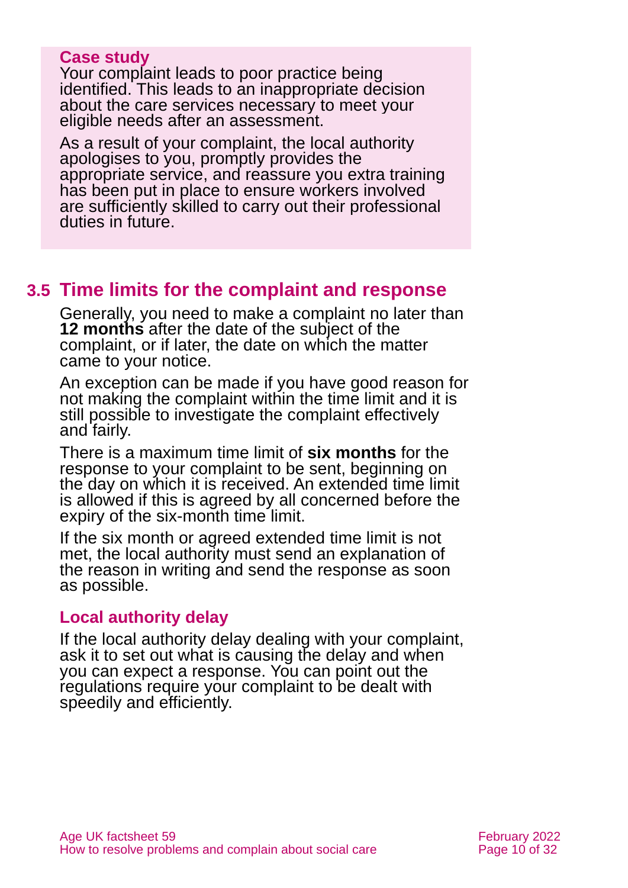**Case study**

Your complaint leads to poor practice being identified. This leads to an inappropriate decision about the care services necessary to meet your eligible needs after an assessment.

As a result of your complaint, the local authority apologises to you, promptly provides the appropriate service, and reassure you extra training has been put in place to ensure workers involved are sufficiently skilled to carry out their professional duties in future.

## 3.5 Time limits for the complaint and response

Generally, you need to make a complaint no later than **12 months** after the date of the subject of the complaint, or if later, the date on which the matter came to your notice.

An exception can be made if you have good reason for not making the complaint within the time limit and it is still possible to investigate the complaint effectively and fairly.

There is a maximum time limit of **six months** for the response to your complaint to be sent, beginning on the day on which it is received. An extended time limit is allowed if this is agreed by all concerned before the expiry of the six-month time limit.

If the six month or agreed extended time limit is not met, the local authority must send an explanation of the reason in writing and send the response as soon as possible.

### Local authority delay

If the local authority delay dealing with your complaint, ask it to set out what is causing the delay and when you can expect a response. You can point out the regulations require your complaint to be dealt with speedily and efficiently.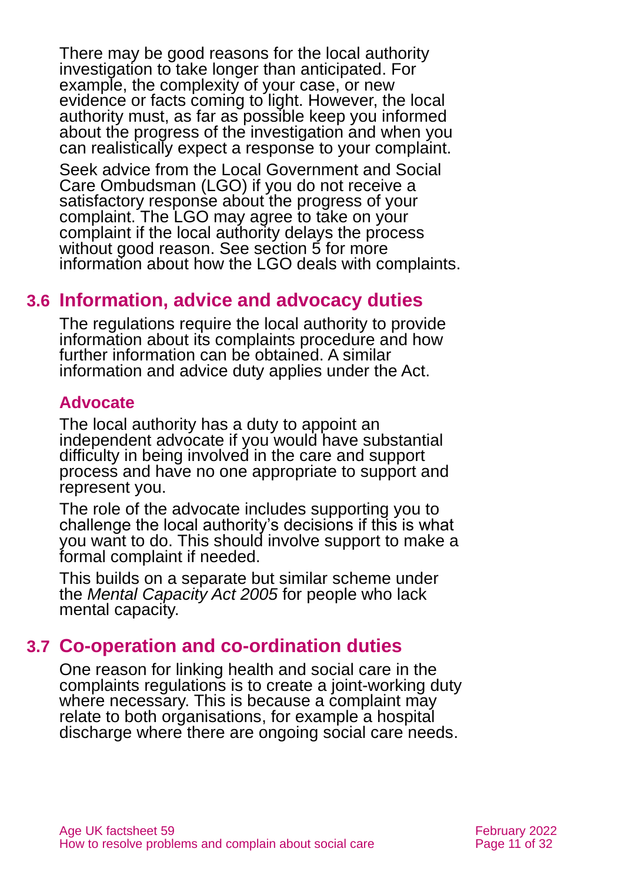There may be good reasons for the local authority investigation to take longer than anticipated. For example, the complexity of your case, or new evidence or facts coming to light. However, the local authority must, as far as possible keep you informed about the progress of the investigation and when you can realistically expect a response to your complaint.

Seek advice from the Local Government and Social Care Ombudsman (LGO) if you do not receive a satisfactory response about the progress of your complaint. The LGO may agree to take on your complaint if the local authority delays the process without good reason. See section 5 for more information about how the LGO deals with complaints.

## 3.6 Information, advice and advocacy duties

The regulations require the local authority to provide information about its complaints procedure and how further information can be obtained. A similar information and advice duty applies under the Act.

### Advocate

The local authority has a duty to appoint an independent advocate if you would have substantial difficulty in being involved in the care and support process and have no one appropriate to support and represent you.

The role of the advocate includes supporting you to challenge the local authority's decisions if this is what you want to do. This should involve support to make a formal complaint if needed.

This builds on a separate but similar scheme under the *Mental Capacity Act 2005* for people who lack mental capacity.

## 3.7 Co-operation and co-ordination duties

One reason for linking health and social care in the complaints regulations is to create a joint-working duty where necessary. This is because a complaint may relate to both organisations, for example a hospital discharge where there are ongoing social care needs.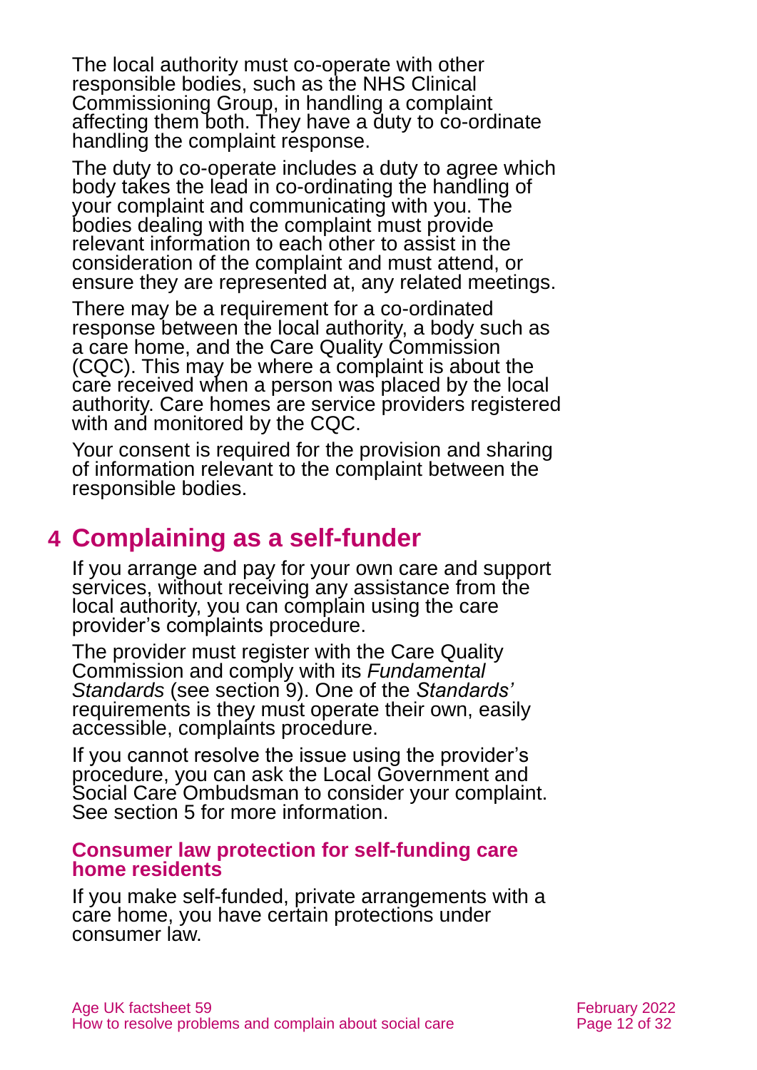The local authority must co-operate with other responsible bodies, such as the NHS Clinical Commissioning Group, in handling a complaint affecting them both. They have a duty to co-ordinate handling the complaint response.

The duty to co-operate includes a duty to agree which body takes the lead in co-ordinating the handling of your complaint and communicating with you. The bodies dealing with the complaint must provide relevant information to each other to assist in the consideration of the complaint and must attend, or ensure they are represented at, any related meetings.

There may be a requirement for a co-ordinated response between the local authority, a body such as a care home, and the Care Quality Commission (CQC). This may be where a complaint is about the care received when a person was placed by the local authority. Care homes are service providers registered with and monitored by the CQC.

Your consent is required for the provision and sharing of information relevant to the complaint between the responsible bodies.

# 4 Complaining as a self-funder

If you arrange and pay for your own care and support services, without receiving any assistance from the local authority, you can complain using the care provider's complaints procedure.

The provider must register with the Care Quality Commission and comply with its *Fundamental Standards* (see section 9). One of the *Standards'* requirements is they must operate their own, easily accessible, complaints procedure.

If you cannot resolve the issue using the provider's procedure, you can ask the Local Government and Social Care Ombudsman to consider your complaint. See section 5 for more information.

### Consumer law protection for self-funding care home residents

If you make self-funded, private arrangements with a care home, you have certain protections under consumer law.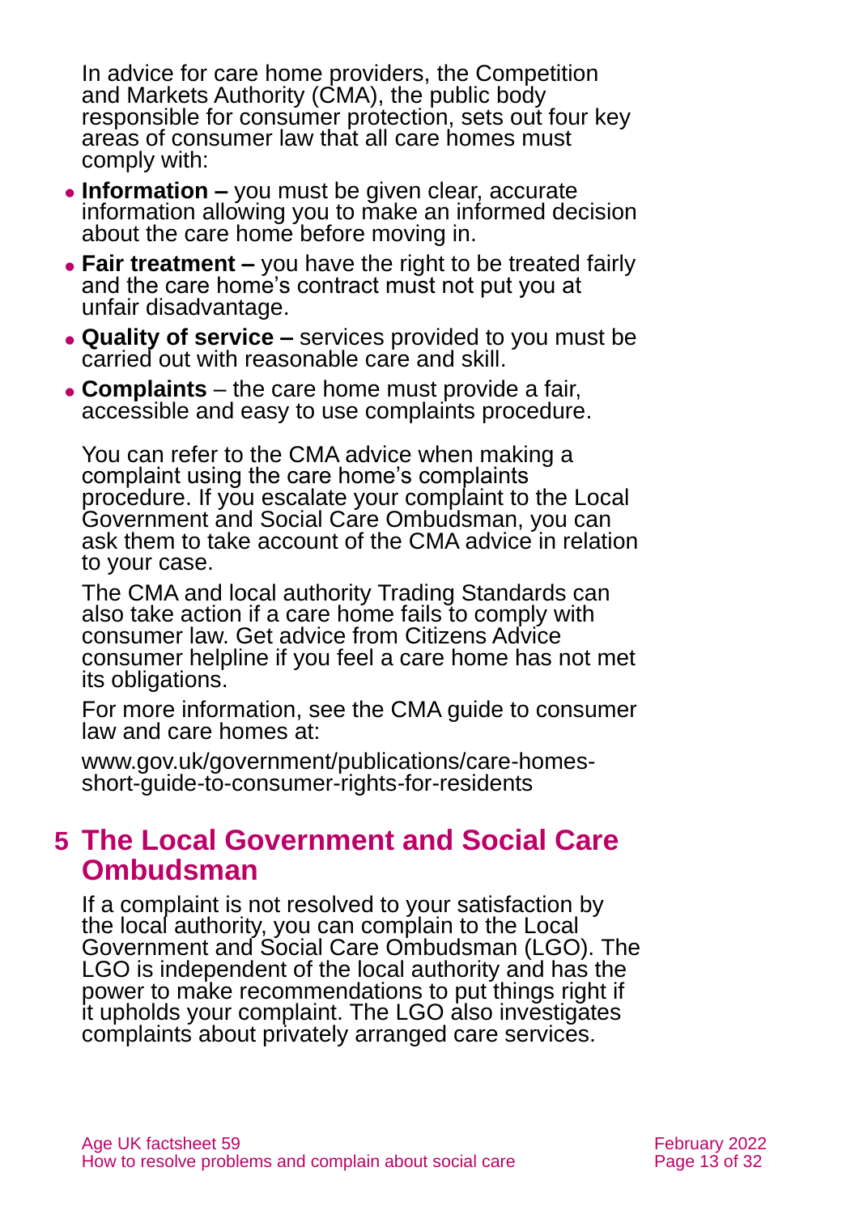In advice for care home providers, the Competition and Markets Authority (CMA), the public body responsible for consumer protection, sets out four key areas of consumer law that all care homes must comply with:

- **Information –** you must be given clear, accurate information allowing you to make an informed decision about the care home before moving in.
- **Fair treatment –** you have the right to be treated fairly and the care home's contract must not put you at unfair disadvantage.
- **Quality of service –** services provided to you must be carried out with reasonable care and skill.
- **Complaints** – the care home must provide a fair, accessible and easy to use complaints procedure.

You can refer to the CMA advice when making a complaint using the care home's complaints procedure. If you escalate your complaint to the Local Government and Social Care Ombudsman, you can ask them to take account of the CMA advice in relation to your case.

The CMA and local authority Trading Standards can also take action if a care home fails to comply with consumer law. Get advice from Citizens Advice consumer helpline if you feel a care home has not met its obligations.

For more information, see the CMA guide to consumer law and care homes at:

www.gov.uk/government/publications/care-homes-short-guide-to-consumer-rights-for-residents

## 5 The Local Government and Social Care Ombudsman

If a complaint is not resolved to your satisfaction by the local authority, you can complain to the Local Government and Social Care Ombudsman (LGO). The LGO is independent of the local authority and has the power to make recommendations to put things right if it upholds your complaint. The LGO also investigates complaints about privately arranged care services.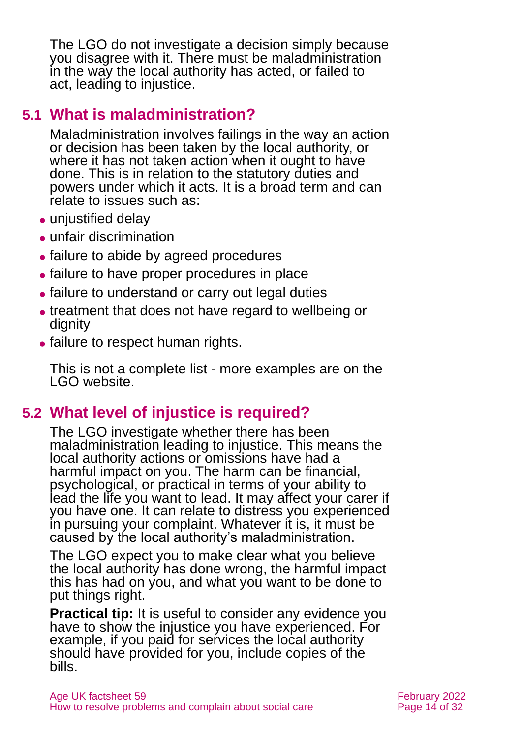The LGO do not investigate a decision simply because you disagree with it. There must be maladministration in the way the local authority has acted, or failed to act, leading to injustice.

## 5.1 What is maladministration?

Maladministration involves failings in the way an action or decision has been taken by the local authority, or where it has not taken action when it ought to have done. This is in relation to the statutory duties and powers under which it acts. It is a broad term and can relate to issues such as:

- unjustified delay
- unfair discrimination
- failure to abide by agreed procedures
- failure to have proper procedures in place
- failure to understand or carry out legal duties
- treatment that does not have regard to wellbeing or dignity
- failure to respect human rights.

This is not a complete list - more examples are on the LGO website.

## 5.2 What level of injustice is required?

The LGO investigate whether there has been maladministration leading to injustice. This means the local authority actions or omissions have had a harmful impact on you. The harm can be financial, psychological, or practical in terms of your ability to lead the life you want to lead. It may affect your carer if you have one. It can relate to distress you experienced in pursuing your complaint. Whatever it is, it must be caused by the local authority's maladministration.

The LGO expect you to make clear what you believe the local authority has done wrong, the harmful impact this has had on you, and what you want to be done to put things right.

**Practical tip:** It is useful to consider any evidence you have to show the injustice you have experienced. For example, if you paid for services the local authority should have provided for you, include copies of the bills.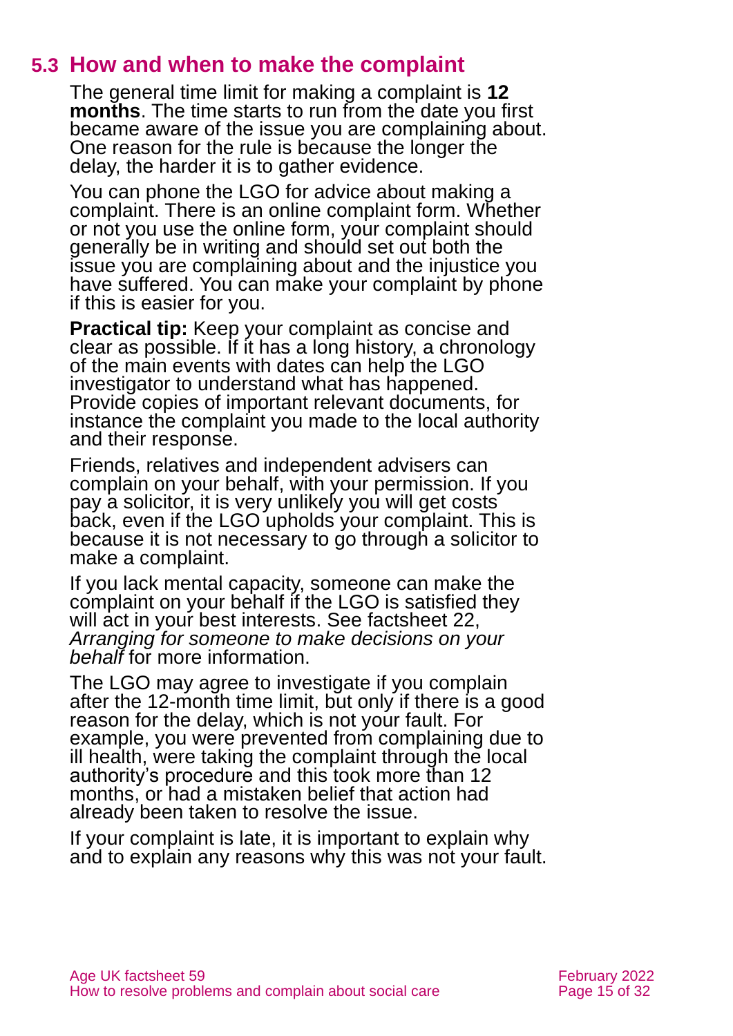## 5.3 How and when to make the complaint

The general time limit for making a complaint is **12 months**. The time starts to run from the date you first became aware of the issue you are complaining about. One reason for the rule is because the longer the delay, the harder it is to gather evidence.

You can phone the LGO for advice about making a complaint. There is an online complaint form. Whether or not you use the online form, your complaint should generally be in writing and should set out both the issue you are complaining about and the injustice you have suffered. You can make your complaint by phone if this is easier for you.

**Practical tip:** Keep your complaint as concise and clear as possible. If it has a long history, a chronology of the main events with dates can help the LGO investigator to understand what has happened. Provide copies of important relevant documents, for instance the complaint you made to the local authority and their response.

Friends, relatives and independent advisers can complain on your behalf, with your permission. If you pay a solicitor, it is very unlikely you will get costs back, even if the LGO upholds your complaint. This is because it is not necessary to go through a solicitor to make a complaint.

If you lack mental capacity, someone can make the complaint on your behalf if the LGO is satisfied they will act in your best interests. See factsheet 22, *Arranging for someone to make decisions on your behalf* for more information.

The LGO may agree to investigate if you complain after the 12-month time limit, but only if there is a good reason for the delay, which is not your fault. For example, you were prevented from complaining due to ill health, were taking the complaint through the local authority's procedure and this took more than 12 months, or had a mistaken belief that action had already been taken to resolve the issue.

If your complaint is late, it is important to explain why and to explain any reasons why this was not your fault.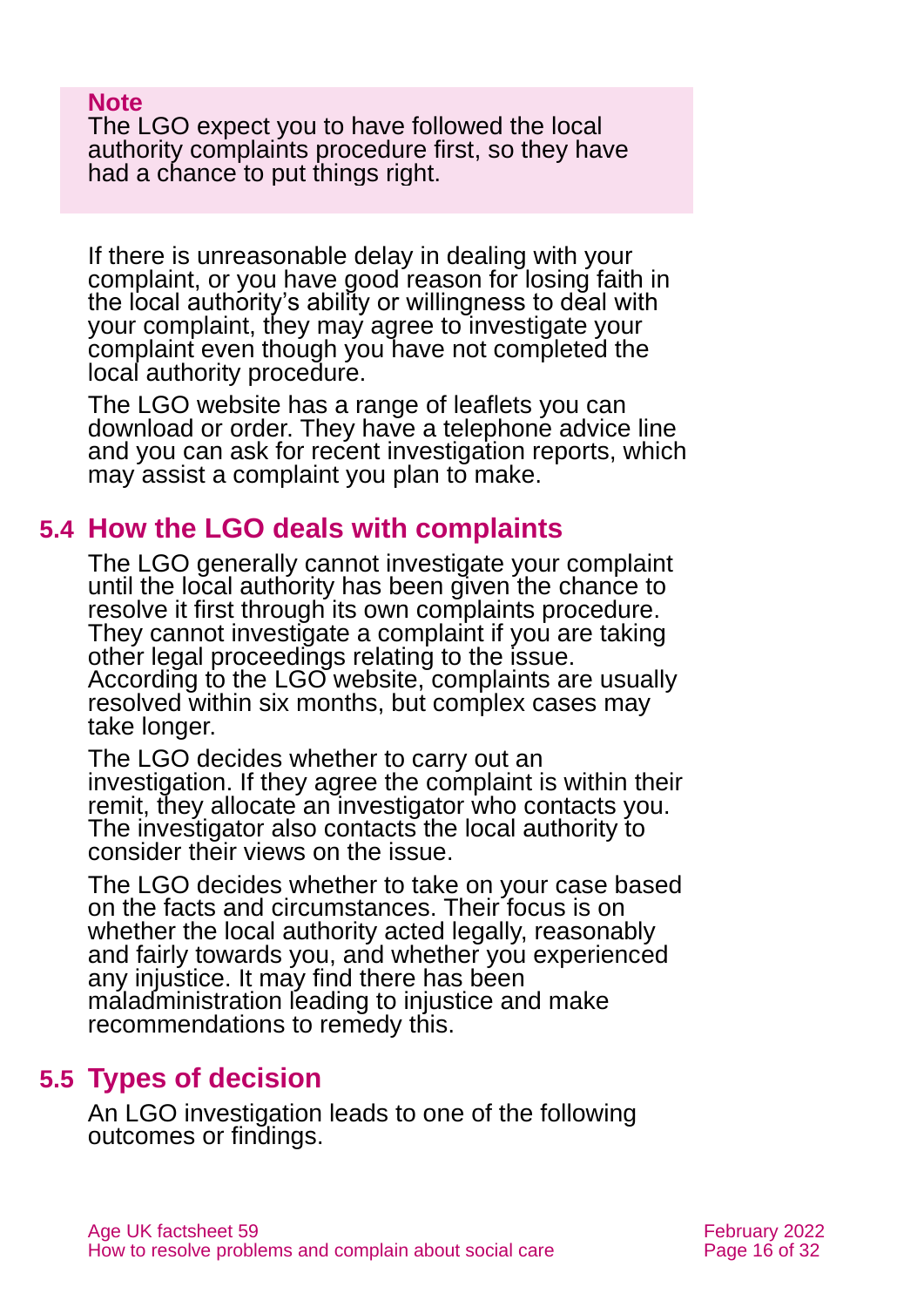**Note**
The LGO expect you to have followed the local authority complaints procedure first, so they have had a chance to put things right.

If there is unreasonable delay in dealing with your complaint, or you have good reason for losing faith in the local authority's ability or willingness to deal with your complaint, they may agree to investigate your complaint even though you have not completed the local authority procedure.

The LGO website has a range of leaflets you can download or order. They have a telephone advice line and you can ask for recent investigation reports, which may assist a complaint you plan to make.

## 5.4 How the LGO deals with complaints

The LGO generally cannot investigate your complaint until the local authority has been given the chance to resolve it first through its own complaints procedure. They cannot investigate a complaint if you are taking other legal proceedings relating to the issue. According to the LGO website, complaints are usually resolved within six months, but complex cases may take longer.

The LGO decides whether to carry out an investigation. If they agree the complaint is within their remit, they allocate an investigator who contacts you. The investigator also contacts the local authority to consider their views on the issue.

The LGO decides whether to take on your case based on the facts and circumstances. Their focus is on whether the local authority acted legally, reasonably and fairly towards you, and whether you experienced any injustice. It may find there has been maladministration leading to injustice and make recommendations to remedy this.

## 5.5 Types of decision

An LGO investigation leads to one of the following outcomes or findings.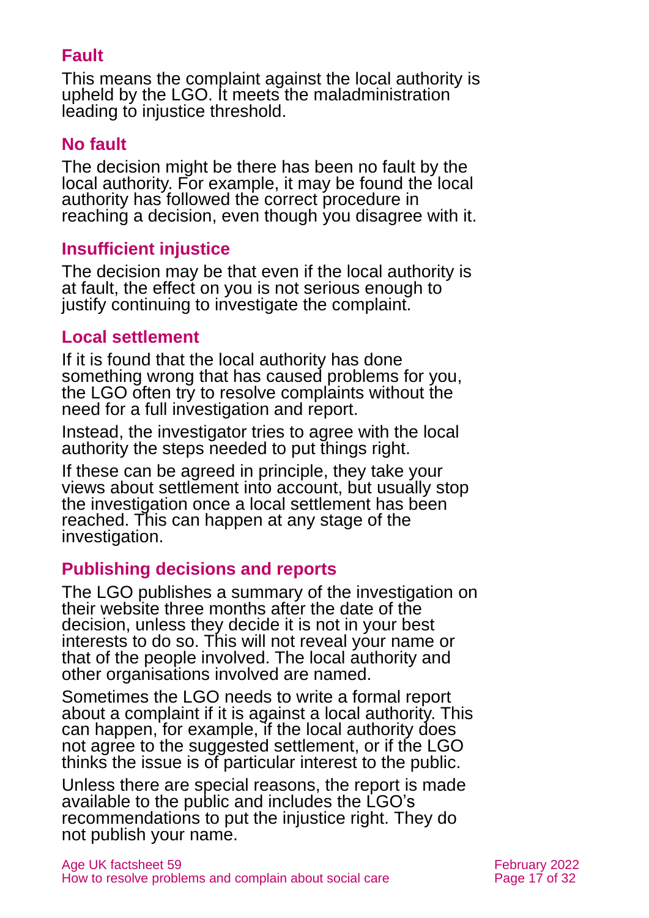### Fault

This means the complaint against the local authority is upheld by the LGO. It meets the maladministration leading to injustice threshold.

### No fault

The decision might be there has been no fault by the local authority. For example, it may be found the local authority has followed the correct procedure in reaching a decision, even though you disagree with it.

### Insufficient injustice

The decision may be that even if the local authority is at fault, the effect on you is not serious enough to justify continuing to investigate the complaint.

### Local settlement

If it is found that the local authority has done something wrong that has caused problems for you, the LGO often try to resolve complaints without the need for a full investigation and report.

Instead, the investigator tries to agree with the local authority the steps needed to put things right.

If these can be agreed in principle, they take your views about settlement into account, but usually stop the investigation once a local settlement has been reached. This can happen at any stage of the investigation.

### Publishing decisions and reports

The LGO publishes a summary of the investigation on their website three months after the date of the decision, unless they decide it is not in your best interests to do so. This will not reveal your name or that of the people involved. The local authority and other organisations involved are named.

Sometimes the LGO needs to write a formal report about a complaint if it is against a local authority. This can happen, for example, if the local authority does not agree to the suggested settlement, or if the LGO thinks the issue is of particular interest to the public.

Unless there are special reasons, the report is made available to the public and includes the LGO's recommendations to put the injustice right. They do not publish your name.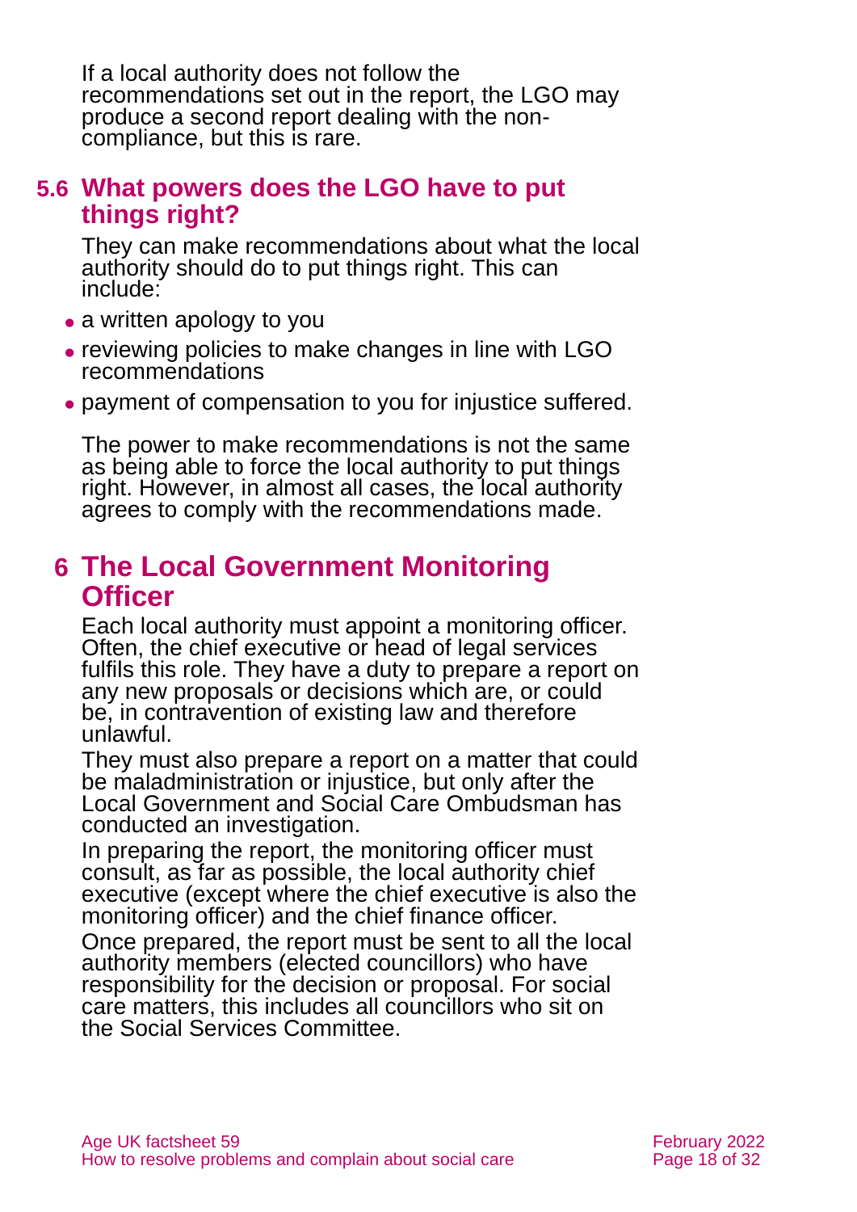If a local authority does not follow the recommendations set out in the report, the LGO may produce a second report dealing with the non-compliance, but this is rare.

### 5.6 What powers does the LGO have to put things right?

They can make recommendations about what the local authority should do to put things right. This can include:

- a written apology to you
- reviewing policies to make changes in line with LGO recommendations
- payment of compensation to you for injustice suffered.

The power to make recommendations is not the same as being able to force the local authority to put things right. However, in almost all cases, the local authority agrees to comply with the recommendations made.

## 6 The Local Government Monitoring Officer

Each local authority must appoint a monitoring officer. Often, the chief executive or head of legal services fulfils this role. They have a duty to prepare a report on any new proposals or decisions which are, or could be, in contravention of existing law and therefore unlawful.

They must also prepare a report on a matter that could be maladministration or injustice, but only after the Local Government and Social Care Ombudsman has conducted an investigation.

In preparing the report, the monitoring officer must consult, as far as possible, the local authority chief executive (except where the chief executive is also the monitoring officer) and the chief finance officer.

Once prepared, the report must be sent to all the local authority members (elected councillors) who have responsibility for the decision or proposal. For social care matters, this includes all councillors who sit on the Social Services Committee.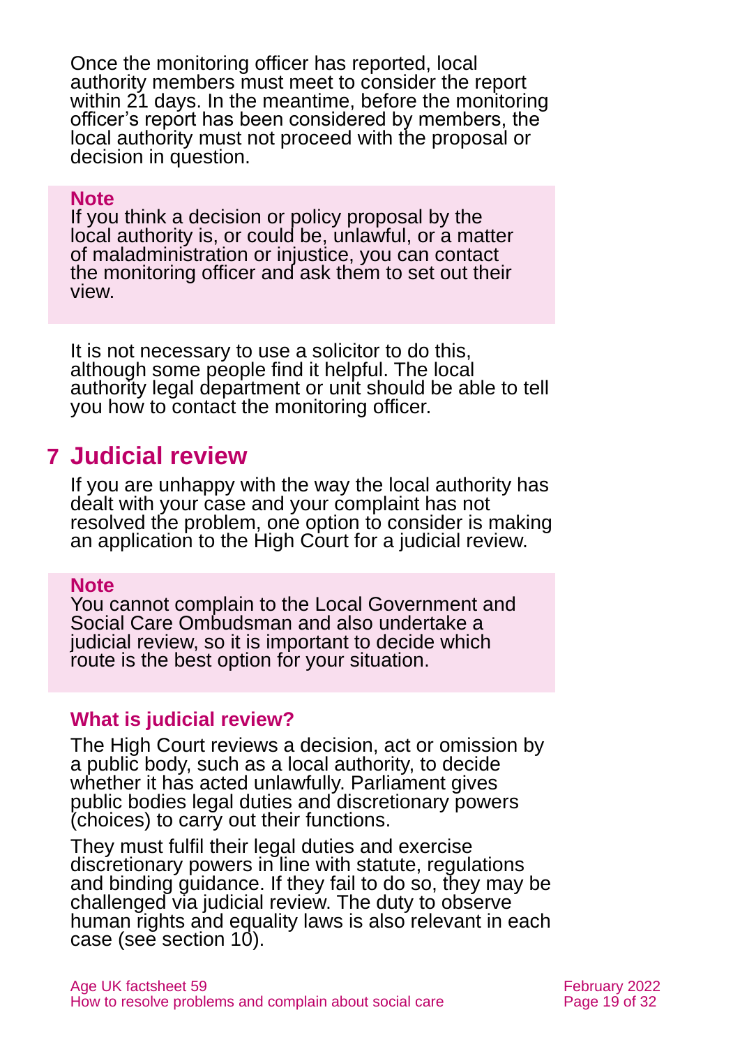Once the monitoring officer has reported, local authority members must meet to consider the report within 21 days. In the meantime, before the monitoring officer's report has been considered by members, the local authority must not proceed with the proposal or decision in question.

**Note**
If you think a decision or policy proposal by the local authority is, or could be, unlawful, or a matter of maladministration or injustice, you can contact the monitoring officer and ask them to set out their view.

It is not necessary to use a solicitor to do this, although some people find it helpful. The local authority legal department or unit should be able to tell you how to contact the monitoring officer.

# 7 Judicial review

If you are unhappy with the way the local authority has dealt with your case and your complaint has not resolved the problem, one option to consider is making an application to the High Court for a judicial review.

**Note**
You cannot complain to the Local Government and Social Care Ombudsman and also undertake a judicial review, so it is important to decide which route is the best option for your situation.

### What is judicial review?

The High Court reviews a decision, act or omission by a public body, such as a local authority, to decide whether it has acted unlawfully. Parliament gives public bodies legal duties and discretionary powers (choices) to carry out their functions.

They must fulfil their legal duties and exercise discretionary powers in line with statute, regulations and binding guidance. If they fail to do so, they may be challenged via judicial review. The duty to observe human rights and equality laws is also relevant in each case (see section 10).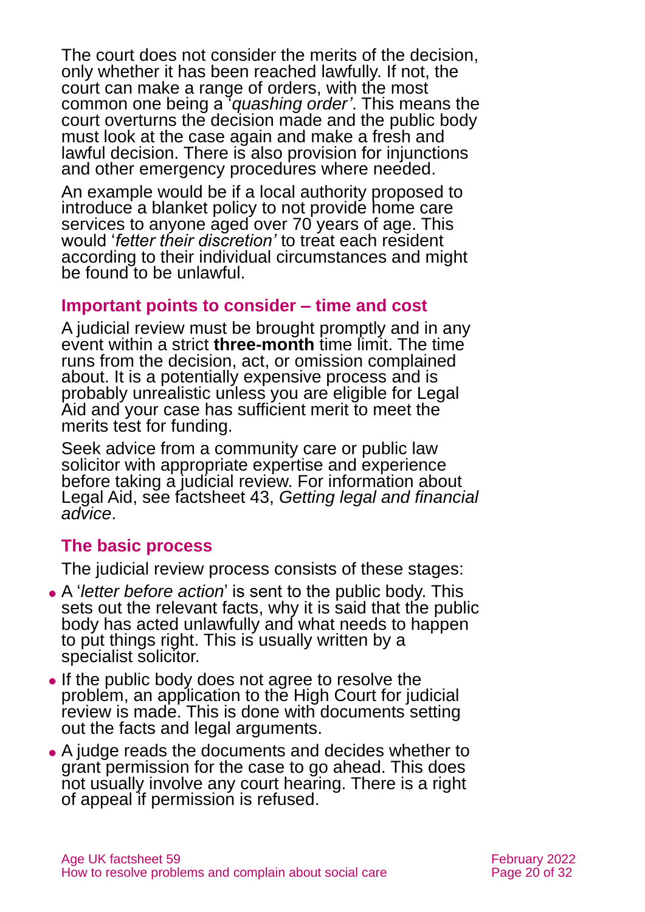The court does not consider the merits of the decision, only whether it has been reached lawfully. If not, the court can make a range of orders, with the most common one being a '*quashing order'*. This means the court overturns the decision made and the public body must look at the case again and make a fresh and lawful decision. There is also provision for injunctions and other emergency procedures where needed.

An example would be if a local authority proposed to introduce a blanket policy to not provide home care services to anyone aged over 70 years of age. This would '*fetter their discretion'* to treat each resident according to their individual circumstances and might be found to be unlawful.

### Important points to consider – time and cost

A judicial review must be brought promptly and in any event within a strict **three-month** time limit. The time runs from the decision, act, or omission complained about. It is a potentially expensive process and is probably unrealistic unless you are eligible for Legal Aid and your case has sufficient merit to meet the merits test for funding.

Seek advice from a community care or public law solicitor with appropriate expertise and experience before taking a judicial review. For information about Legal Aid, see factsheet 43, *Getting legal and financial advice*.

### The basic process

The judicial review process consists of these stages:

- A '*letter before action*' is sent to the public body. This sets out the relevant facts, why it is said that the public body has acted unlawfully and what needs to happen to put things right. This is usually written by a specialist solicitor.
- If the public body does not agree to resolve the problem, an application to the High Court for judicial review is made. This is done with documents setting out the facts and legal arguments.
- A judge reads the documents and decides whether to grant permission for the case to go ahead. This does not usually involve any court hearing. There is a right of appeal if permission is refused.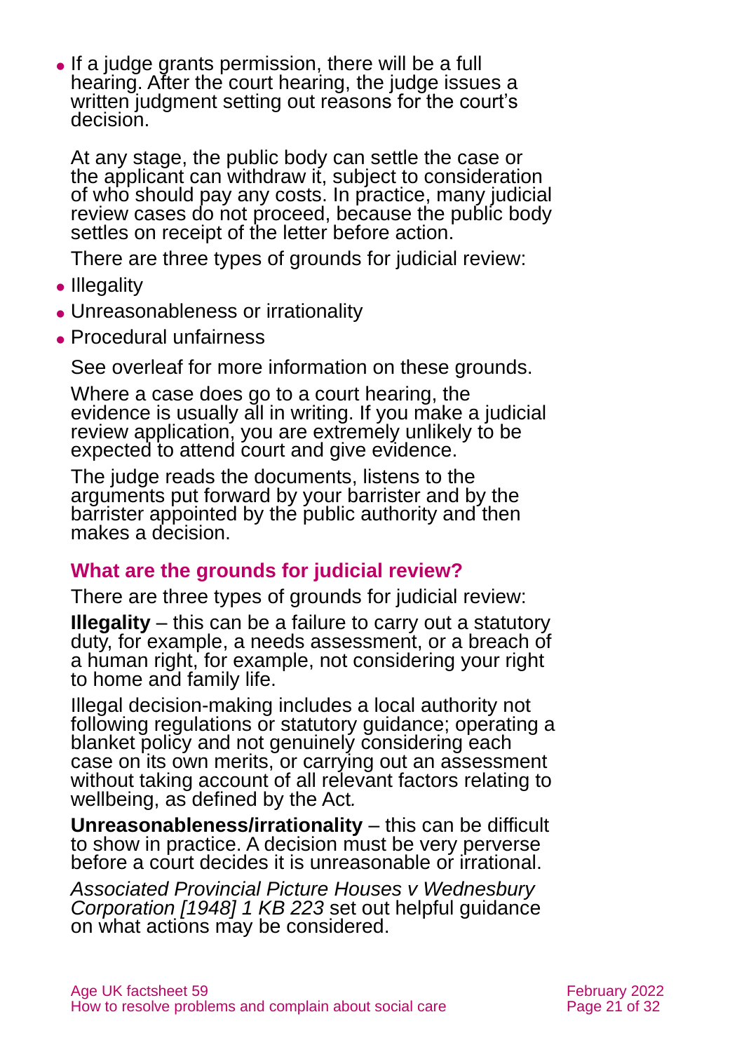- If a judge grants permission, there will be a full hearing. After the court hearing, the judge issues a written judgment setting out reasons for the court's decision.

  At any stage, the public body can settle the case or the applicant can withdraw it, subject to consideration of who should pay any costs. In practice, many judicial review cases do not proceed, because the public body settles on receipt of the letter before action.

  There are three types of grounds for judicial review:

- Illegality
- Unreasonableness or irrationality
- Procedural unfairness

  See overleaf for more information on these grounds.

  Where a case does go to a court hearing, the evidence is usually all in writing. If you make a judicial review application, you are extremely unlikely to be expected to attend court and give evidence.

  The judge reads the documents, listens to the arguments put forward by your barrister and by the barrister appointed by the public authority and then makes a decision.

## What are the grounds for judicial review?

There are three types of grounds for judicial review:

**Illegality** – this can be a failure to carry out a statutory duty, for example, a needs assessment, or a breach of a human right, for example, not considering your right to home and family life.

Illegal decision-making includes a local authority not following regulations or statutory guidance; operating a blanket policy and not genuinely considering each case on its own merits, or carrying out an assessment without taking account of all relevant factors relating to wellbeing, as defined by the Act.

**Unreasonableness/irrationality** – this can be difficult to show in practice. A decision must be very perverse before a court decides it is unreasonable or irrational.

*Associated Provincial Picture Houses v Wednesbury Corporation [1948] 1 KB 223* set out helpful guidance on what actions may be considered.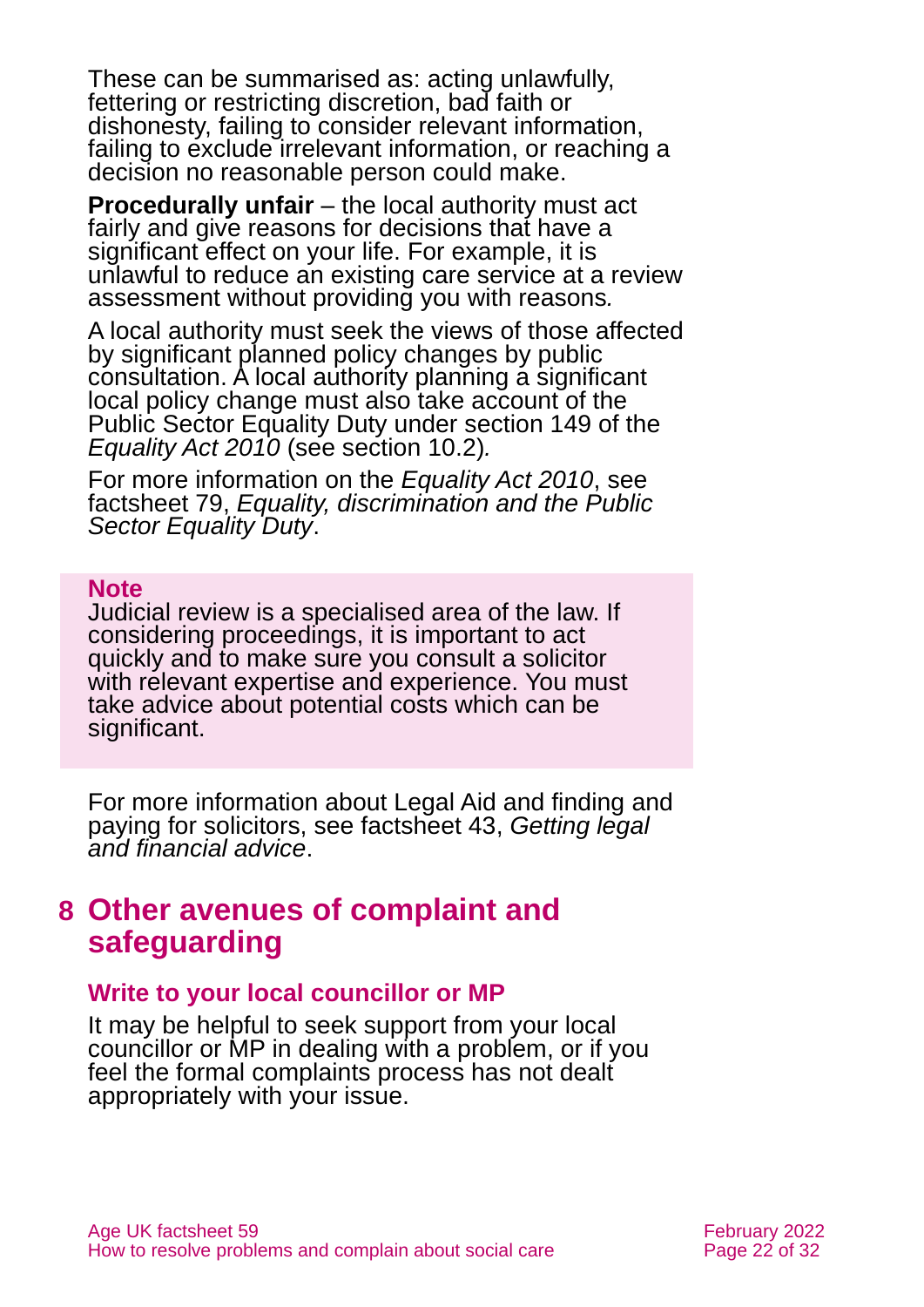These can be summarised as: acting unlawfully, fettering or restricting discretion, bad faith or dishonesty, failing to consider relevant information, failing to exclude irrelevant information, or reaching a decision no reasonable person could make.

**Procedurally unfair** – the local authority must act fairly and give reasons for decisions that have a significant effect on your life. For example, it is unlawful to reduce an existing care service at a review assessment without providing you with reasons*.*

A local authority must seek the views of those affected by significant planned policy changes by public consultation. A local authority planning a significant local policy change must also take account of the Public Sector Equality Duty under section 149 of the *Equality Act 2010* (see section 10.2)*.*

For more information on the *Equality Act 2010*, see factsheet 79, *Equality, discrimination and the Public Sector Equality Duty*.

> **Note**
> Judicial review is a specialised area of the law. If considering proceedings, it is important to act quickly and to make sure you consult a solicitor with relevant expertise and experience. You must take advice about potential costs which can be significant.

For more information about Legal Aid and finding and paying for solicitors, see factsheet 43, *Getting legal and financial advice*.

## 8 Other avenues of complaint and safeguarding

### Write to your local councillor or MP

It may be helpful to seek support from your local councillor or MP in dealing with a problem, or if you feel the formal complaints process has not dealt appropriately with your issue.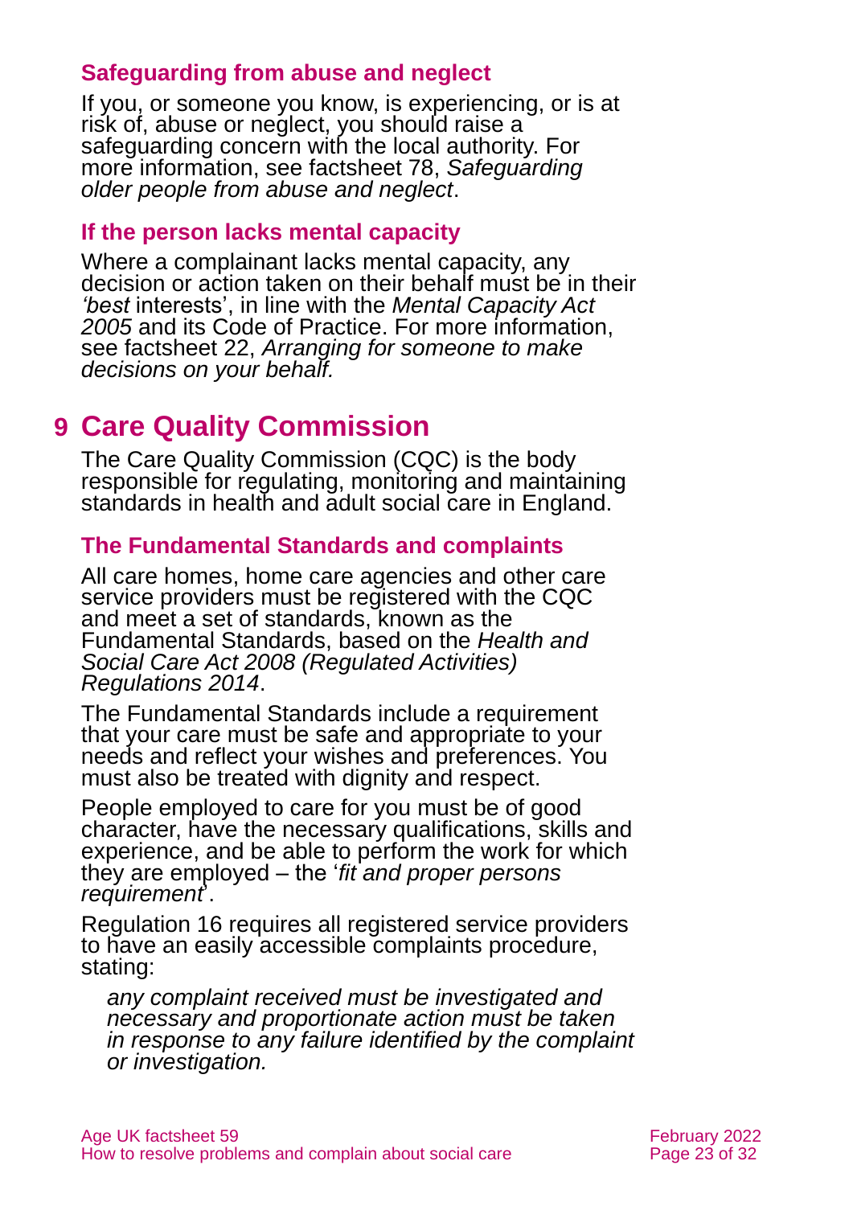### Safeguarding from abuse and neglect

If you, or someone you know, is experiencing, or is at risk of, abuse or neglect, you should raise a safeguarding concern with the local authority. For more information, see factsheet 78, *Safeguarding older people from abuse and neglect*.

### If the person lacks mental capacity

Where a complainant lacks mental capacity, any decision or action taken on their behalf must be in their *'best* interests', in line with the *Mental Capacity Act 2005* and its Code of Practice. For more information, see factsheet 22, *Arranging for someone to make decisions on your behalf.*

## 9 Care Quality Commission

The Care Quality Commission (CQC) is the body responsible for regulating, monitoring and maintaining standards in health and adult social care in England.

### The Fundamental Standards and complaints

All care homes, home care agencies and other care service providers must be registered with the CQC and meet a set of standards, known as the Fundamental Standards, based on the *Health and Social Care Act 2008 (Regulated Activities) Regulations 2014*.

The Fundamental Standards include a requirement that your care must be safe and appropriate to your needs and reflect your wishes and preferences. You must also be treated with dignity and respect.

People employed to care for you must be of good character, have the necessary qualifications, skills and experience, and be able to perform the work for which they are employed – the '*fit and proper persons requirement*'.

Regulation 16 requires all registered service providers to have an easily accessible complaints procedure, stating:

> *any complaint received must be investigated and necessary and proportionate action must be taken in response to any failure identified by the complaint or investigation.*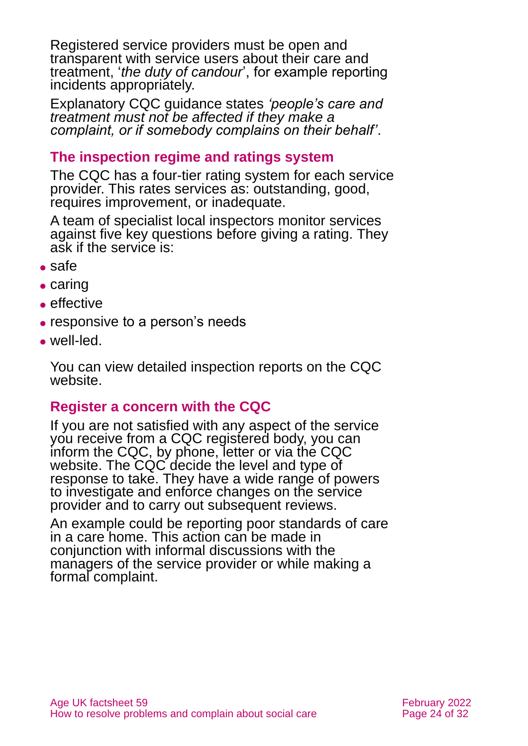Registered service providers must be open and transparent with service users about their care and treatment, '*the duty of candour*', for example reporting incidents appropriately.

Explanatory CQC guidance states *'people's care and treatment must not be affected if they make a complaint, or if somebody complains on their behalf'*.

### The inspection regime and ratings system

The CQC has a four-tier rating system for each service provider. This rates services as: outstanding, good, requires improvement, or inadequate.

A team of specialist local inspectors monitor services against five key questions before giving a rating. They ask if the service is:

- safe
- caring
- effective
- responsive to a person's needs
- well-led.

You can view detailed inspection reports on the CQC website.

### Register a concern with the CQC

If you are not satisfied with any aspect of the service you receive from a CQC registered body, you can inform the CQC, by phone, letter or via the CQC website. The CQC decide the level and type of response to take. They have a wide range of powers to investigate and enforce changes on the service provider and to carry out subsequent reviews.

An example could be reporting poor standards of care in a care home. This action can be made in conjunction with informal discussions with the managers of the service provider or while making a formal complaint.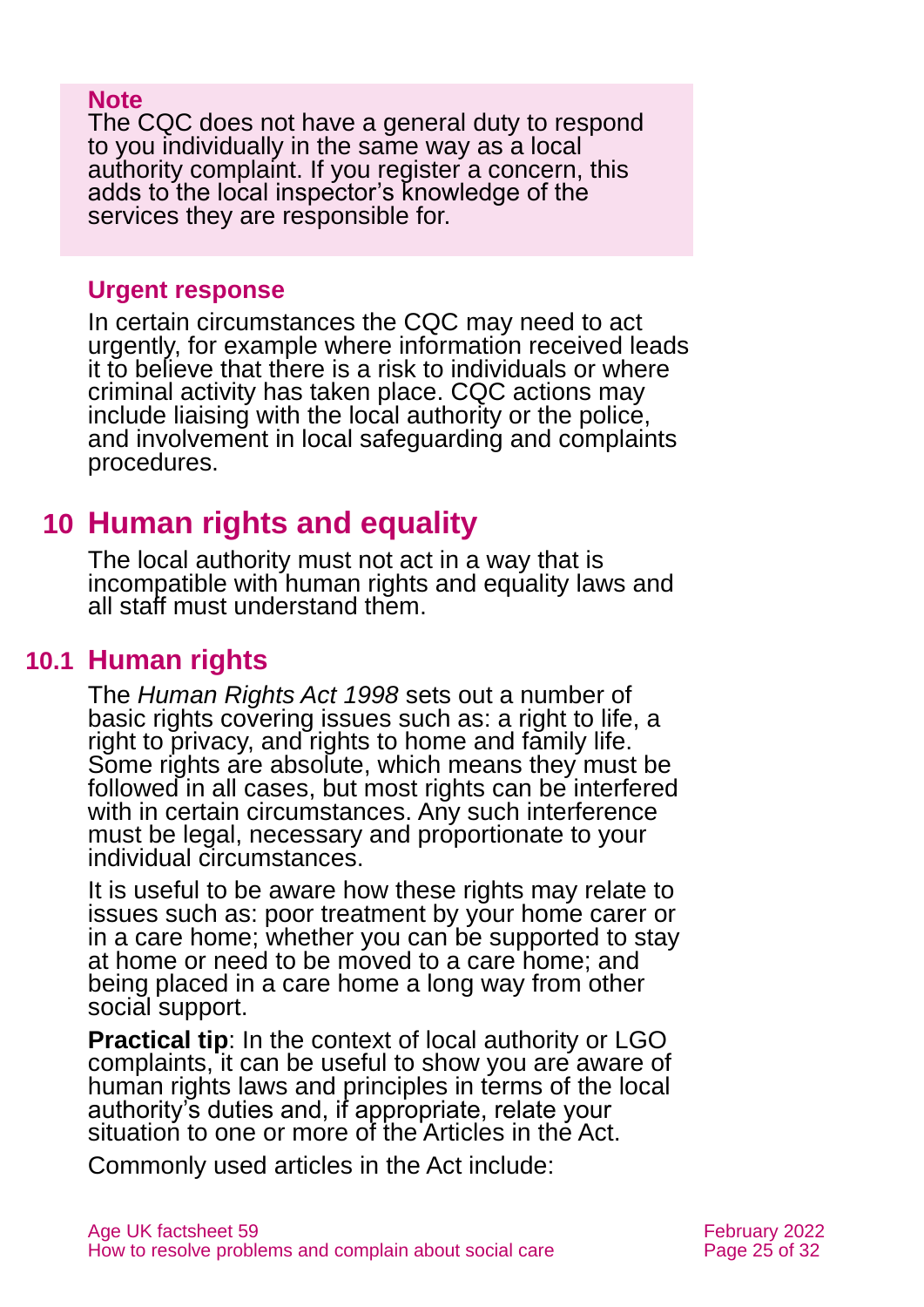**Note**
The CQC does not have a general duty to respond to you individually in the same way as a local authority complaint. If you register a concern, this adds to the local inspector's knowledge of the services they are responsible for.

### Urgent response

In certain circumstances the CQC may need to act urgently, for example where information received leads it to believe that there is a risk to individuals or where criminal activity has taken place. CQC actions may include liaising with the local authority or the police, and involvement in local safeguarding and complaints procedures.

# 10 Human rights and equality

The local authority must not act in a way that is incompatible with human rights and equality laws and all staff must understand them.

## 10.1 Human rights

The *Human Rights Act 1998* sets out a number of basic rights covering issues such as: a right to life, a right to privacy, and rights to home and family life. Some rights are absolute, which means they must be followed in all cases, but most rights can be interfered with in certain circumstances. Any such interference must be legal, necessary and proportionate to your individual circumstances.

It is useful to be aware how these rights may relate to issues such as: poor treatment by your home carer or in a care home; whether you can be supported to stay at home or need to be moved to a care home; and being placed in a care home a long way from other social support.

**Practical tip**: In the context of local authority or LGO complaints, it can be useful to show you are aware of human rights laws and principles in terms of the local authority's duties and, if appropriate, relate your situation to one or more of the Articles in the Act.

Commonly used articles in the Act include: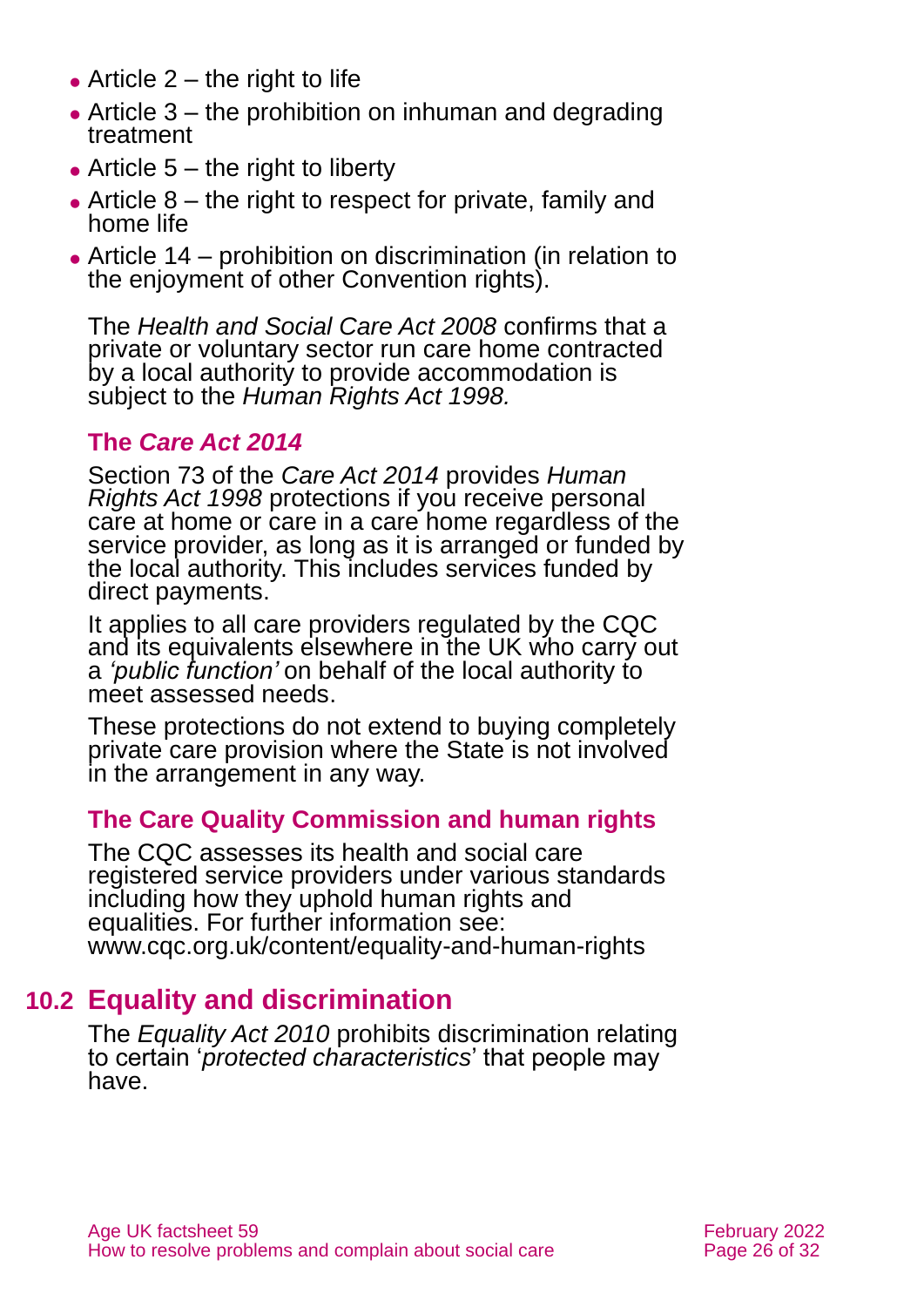- Article 2 – the right to life
- Article 3 – the prohibition on inhuman and degrading treatment
- Article 5 – the right to liberty
- Article 8 – the right to respect for private, family and home life
- Article 14 – prohibition on discrimination (in relation to the enjoyment of other Convention rights).

The *Health and Social Care Act 2008* confirms that a private or voluntary sector run care home contracted by a local authority to provide accommodation is subject to the *Human Rights Act 1998.*

### The *Care Act 2014*

Section 73 of the *Care Act 2014* provides *Human Rights Act 1998* protections if you receive personal care at home or care in a care home regardless of the service provider, as long as it is arranged or funded by the local authority. This includes services funded by direct payments.

It applies to all care providers regulated by the CQC and its equivalents elsewhere in the UK who carry out a *'public function'* on behalf of the local authority to meet assessed needs.

These protections do not extend to buying completely private care provision where the State is not involved in the arrangement in any way.

### The Care Quality Commission and human rights

The CQC assesses its health and social care registered service providers under various standards including how they uphold human rights and equalities. For further information see: www.cqc.org.uk/content/equality-and-human-rights

## 10.2 Equality and discrimination

The *Equality Act 2010* prohibits discrimination relating to certain '*protected characteristics*' that people may have.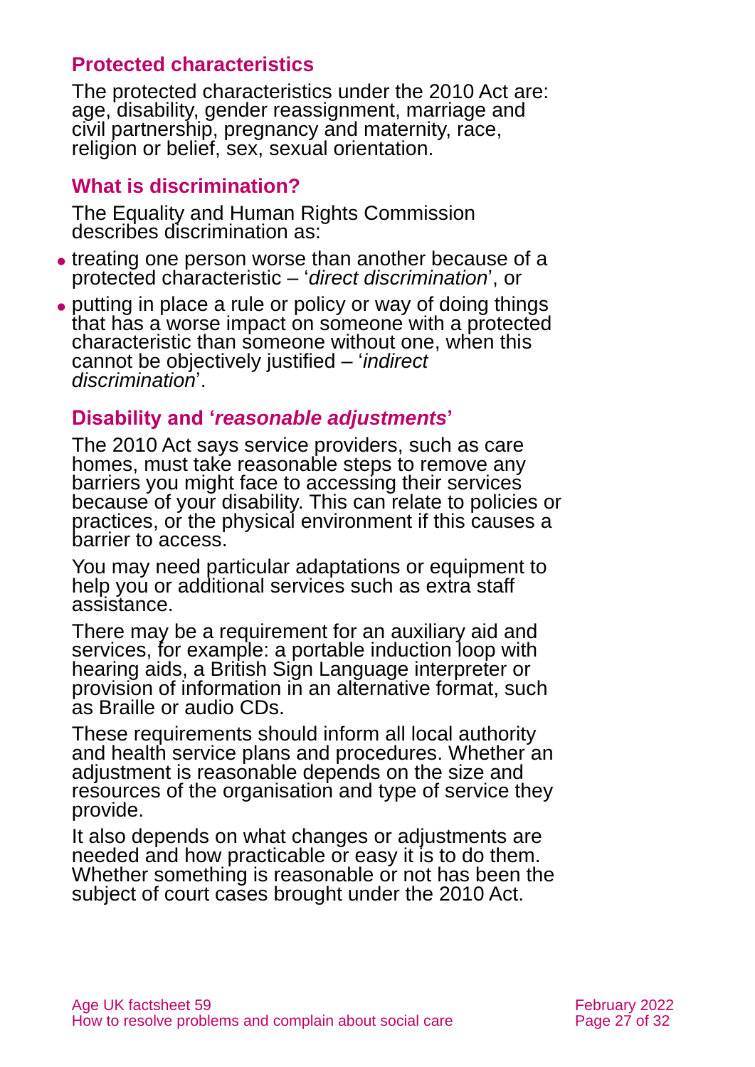### Protected characteristics

The protected characteristics under the 2010 Act are: age, disability, gender reassignment, marriage and civil partnership, pregnancy and maternity, race, religion or belief, sex, sexual orientation.

### What is discrimination?

The Equality and Human Rights Commission describes discrimination as:

- treating one person worse than another because of a protected characteristic – '*direct discrimination*', or
- putting in place a rule or policy or way of doing things that has a worse impact on someone with a protected characteristic than someone without one, when this cannot be objectively justified – '*indirect discrimination*'.

### Disability and '*reasonable adjustments*'

The 2010 Act says service providers, such as care homes, must take reasonable steps to remove any barriers you might face to accessing their services because of your disability. This can relate to policies or practices, or the physical environment if this causes a barrier to access.

You may need particular adaptations or equipment to help you or additional services such as extra staff assistance.

There may be a requirement for an auxiliary aid and services, for example: a portable induction loop with hearing aids, a British Sign Language interpreter or provision of information in an alternative format, such as Braille or audio CDs.

These requirements should inform all local authority and health service plans and procedures. Whether an adjustment is reasonable depends on the size and resources of the organisation and type of service they provide.

It also depends on what changes or adjustments are needed and how practicable or easy it is to do them. Whether something is reasonable or not has been the subject of court cases brought under the 2010 Act.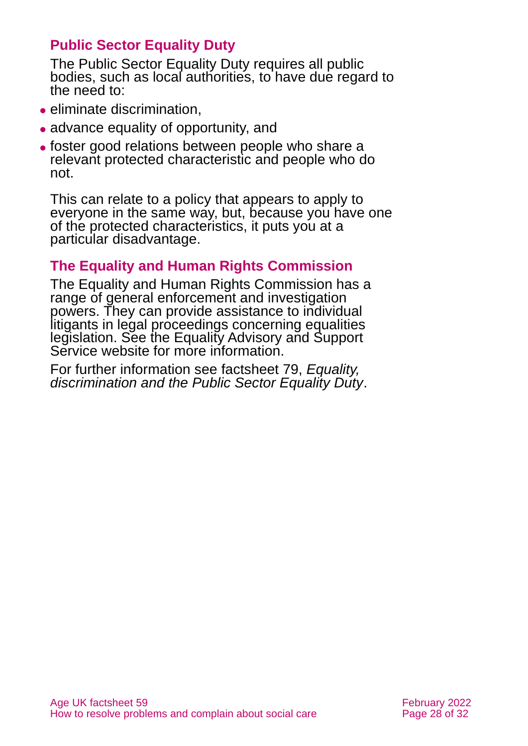## Public Sector Equality Duty

The Public Sector Equality Duty requires all public bodies, such as local authorities, to have due regard to the need to:

- eliminate discrimination,
- advance equality of opportunity, and
- foster good relations between people who share a relevant protected characteristic and people who do not.

This can relate to a policy that appears to apply to everyone in the same way, but, because you have one of the protected characteristics, it puts you at a particular disadvantage.

## The Equality and Human Rights Commission

The Equality and Human Rights Commission has a range of general enforcement and investigation powers. They can provide assistance to individual litigants in legal proceedings concerning equalities legislation. See the Equality Advisory and Support Service website for more information.

For further information see factsheet 79, *Equality, discrimination and the Public Sector Equality Duty*.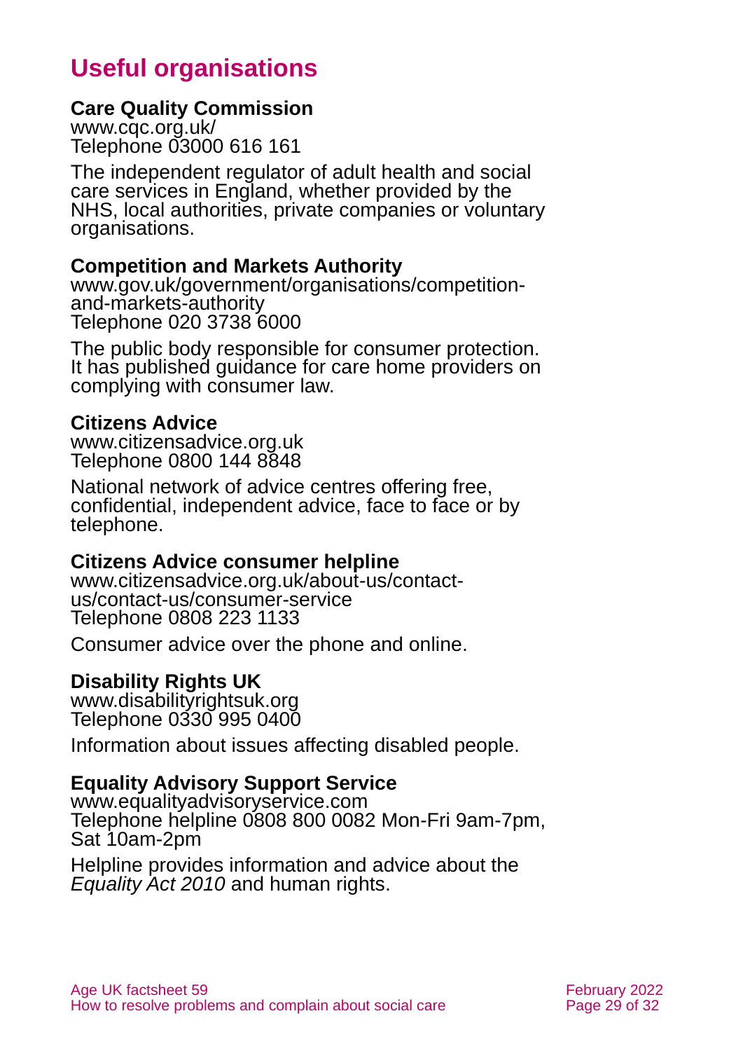# Useful organisations

**Care Quality Commission**
www.cqc.org.uk/
Telephone 03000 616 161

The independent regulator of adult health and social care services in England, whether provided by the NHS, local authorities, private companies or voluntary organisations.

**Competition and Markets Authority**
www.gov.uk/government/organisations/competition-and-markets-authority
Telephone 020 3738 6000

The public body responsible for consumer protection. It has published guidance for care home providers on complying with consumer law.

**Citizens Advice**
www.citizensadvice.org.uk
Telephone 0800 144 8848

National network of advice centres offering free, confidential, independent advice, face to face or by telephone.

**Citizens Advice consumer helpline**
www.citizensadvice.org.uk/about-us/contact-us/contact-us/consumer-service
Telephone 0808 223 1133

Consumer advice over the phone and online.

**Disability Rights UK**
www.disabilityrightsuk.org
Telephone 0330 995 0400

Information about issues affecting disabled people.

**Equality Advisory Support Service**
www.equalityadvisoryservice.com
Telephone helpline 0808 800 0082 Mon-Fri 9am-7pm, Sat 10am-2pm

Helpline provides information and advice about the *Equality Act 2010* and human rights.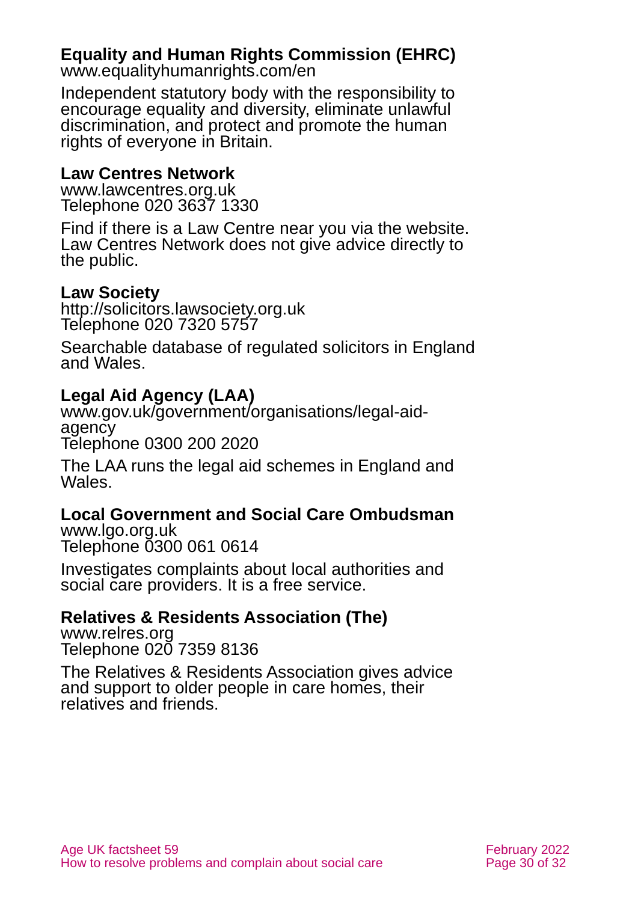### Equality and Human Rights Commission (EHRC)

www.equalityhumanrights.com/en

Independent statutory body with the responsibility to encourage equality and diversity, eliminate unlawful discrimination, and protect and promote the human rights of everyone in Britain.

### Law Centres Network

www.lawcentres.org.uk
Telephone 020 3637 1330

Find if there is a Law Centre near you via the website. Law Centres Network does not give advice directly to the public.

### Law Society

http://solicitors.lawsociety.org.uk
Telephone 020 7320 5757

Searchable database of regulated solicitors in England and Wales.

### Legal Aid Agency (LAA)

www.gov.uk/government/organisations/legal-aid-agency
Telephone 0300 200 2020

The LAA runs the legal aid schemes in England and Wales.

### Local Government and Social Care Ombudsman

www.lgo.org.uk
Telephone 0300 061 0614

Investigates complaints about local authorities and social care providers. It is a free service.

### Relatives & Residents Association (The)

www.relres.org
Telephone 020 7359 8136

The Relatives & Residents Association gives advice and support to older people in care homes, their relatives and friends.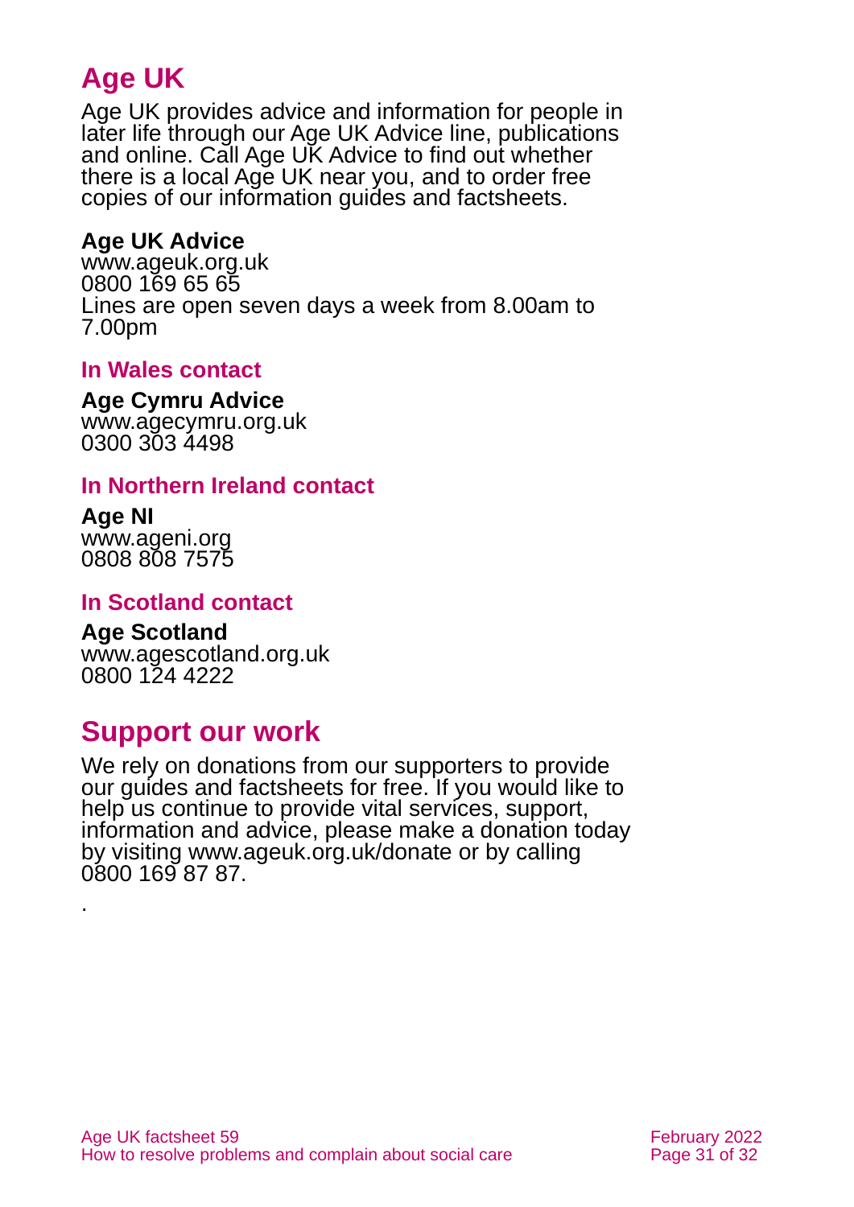## Age UK

Age UK provides advice and information for people in later life through our Age UK Advice line, publications and online. Call Age UK Advice to find out whether there is a local Age UK near you, and to order free copies of our information guides and factsheets.

**Age UK Advice**
www.ageuk.org.uk
0800 169 65 65
Lines are open seven days a week from 8.00am to 7.00pm

### In Wales contact

**Age Cymru Advice**
www.agecymru.org.uk
0300 303 4498

### In Northern Ireland contact

**Age NI**
www.ageni.org
0808 808 7575

### In Scotland contact

**Age Scotland**
www.agescotland.org.uk
0800 124 4222

## Support our work

We rely on donations from our supporters to provide our guides and factsheets for free. If you would like to help us continue to provide vital services, support, information and advice, please make a donation today by visiting www.ageuk.org.uk/donate or by calling 0800 169 87 87.

.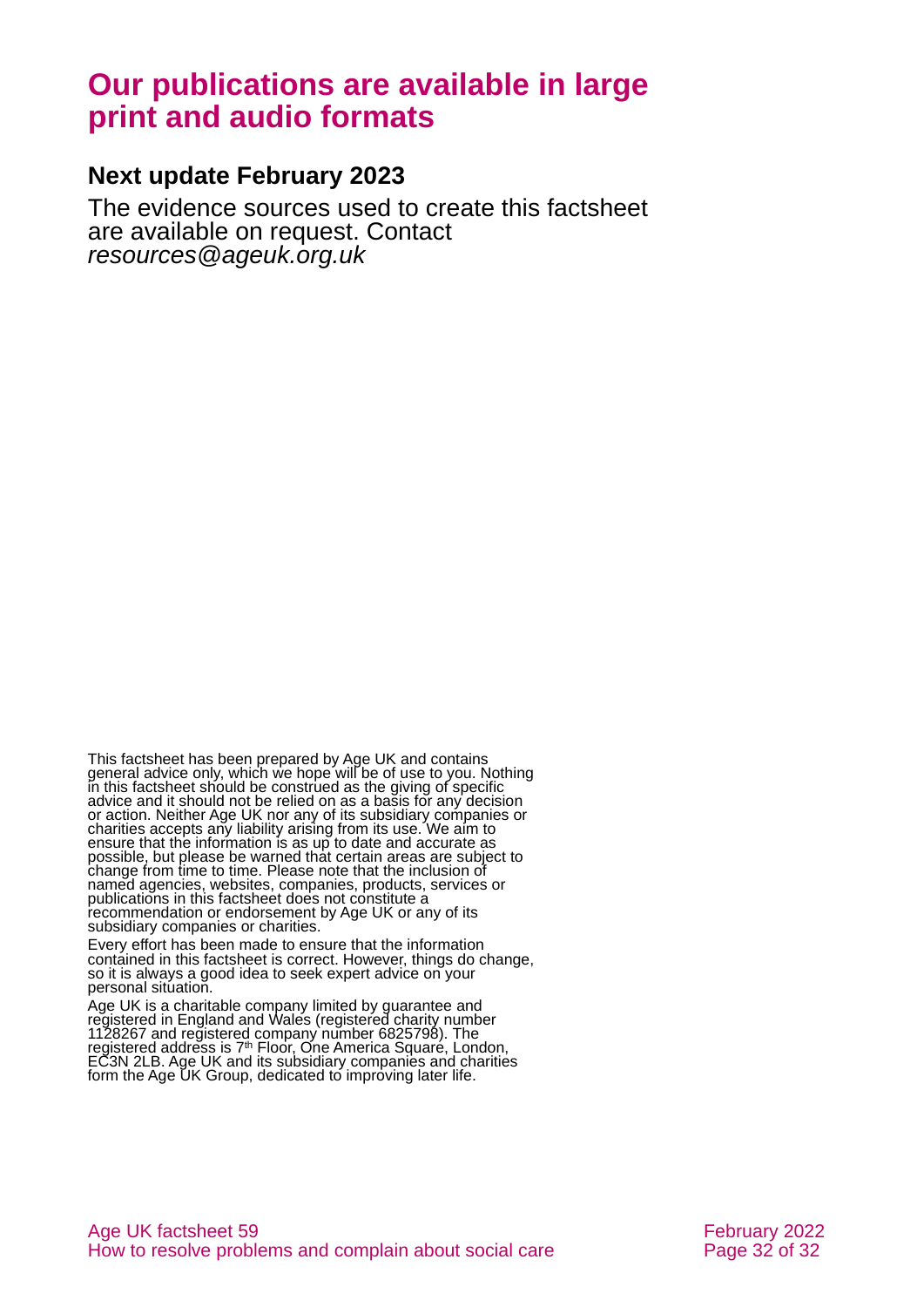# Our publications are available in large print and audio formats

## Next update February 2023

The evidence sources used to create this factsheet are available on request. Contact *resources@ageuk.org.uk*

This factsheet has been prepared by Age UK and contains general advice only, which we hope will be of use to you. Nothing in this factsheet should be construed as the giving of specific advice and it should not be relied on as a basis for any decision or action. Neither Age UK nor any of its subsidiary companies or charities accepts any liability arising from its use. We aim to ensure that the information is as up to date and accurate as possible, but please be warned that certain areas are subject to change from time to time. Please note that the inclusion of named agencies, websites, companies, products, services or publications in this factsheet does not constitute a recommendation or endorsement by Age UK or any of its subsidiary companies or charities.

Every effort has been made to ensure that the information contained in this factsheet is correct. However, things do change, so it is always a good idea to seek expert advice on your personal situation.

Age UK is a charitable company limited by guarantee and registered in England and Wales (registered charity number 1128267 and registered company number 6825798). The registered address is 7th Floor, One America Square, London, EC3N 2LB. Age UK and its subsidiary companies and charities form the Age UK Group, dedicated to improving later life.